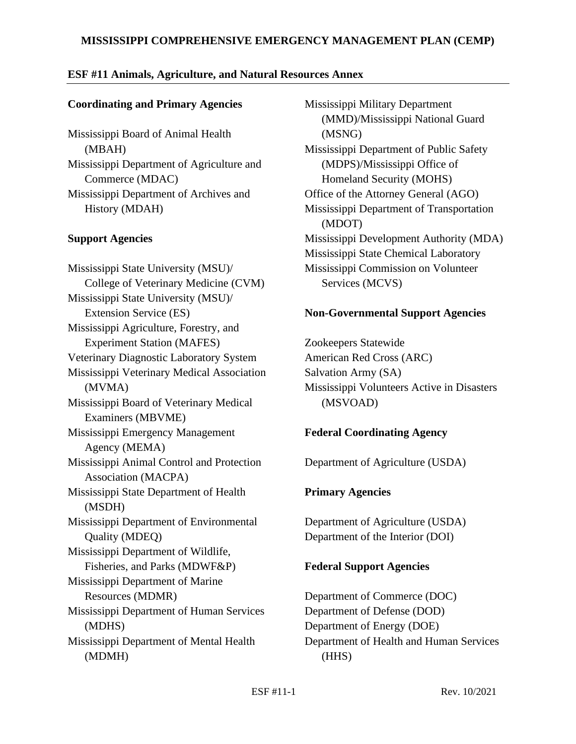# MISSISSIPPI COMPREHENSIVE EMERGENCY MANAGEMENT PLAN (CEMP)

## ESF #11 Animals, Agriculture, and Natural Resources Annex

### Coordinating and Primary Agencies

Mississippi Board of Animal Health (MBAH)
Mississippi Department of Agriculture and Commerce (MDAC)
Mississippi Department of Archives and History (MDAH)

### Support Agencies

Mississippi State University (MSU)/ College of Veterinary Medicine (CVM)
Mississippi State University (MSU)/ Extension Service (ES)
Mississippi Agriculture, Forestry, and Experiment Station (MAFES)
Veterinary Diagnostic Laboratory System
Mississippi Veterinary Medical Association (MVMA)
Mississippi Board of Veterinary Medical Examiners (MBVME)
Mississippi Emergency Management Agency (MEMA)
Mississippi Animal Control and Protection Association (MACPA)
Mississippi State Department of Health (MSDH)
Mississippi Department of Environmental Quality (MDEQ)
Mississippi Department of Wildlife, Fisheries, and Parks (MDWF&P)
Mississippi Department of Marine Resources (MDMR)
Mississippi Department of Human Services (MDHS)
Mississippi Department of Mental Health (MDMH)
Mississippi Military Department (MMD)/Mississippi National Guard (MSNG)
Mississippi Department of Public Safety (MDPS)/Mississippi Office of Homeland Security (MOHS)
Office of the Attorney General (AGO)
Mississippi Department of Transportation (MDOT)
Mississippi Development Authority (MDA)
Mississippi State Chemical Laboratory
Mississippi Commission on Volunteer Services (MCVS)

### Non-Governmental Support Agencies

Zookeepers Statewide
American Red Cross (ARC)
Salvation Army (SA)
Mississippi Volunteers Active in Disasters (MSVOAD)

### Federal Coordinating Agency

Department of Agriculture (USDA)

### Primary Agencies

Department of Agriculture (USDA)
Department of the Interior (DOI)

### Federal Support Agencies

Department of Commerce (DOC)
Department of Defense (DOD)
Department of Energy (DOE)
Department of Health and Human Services (HHS)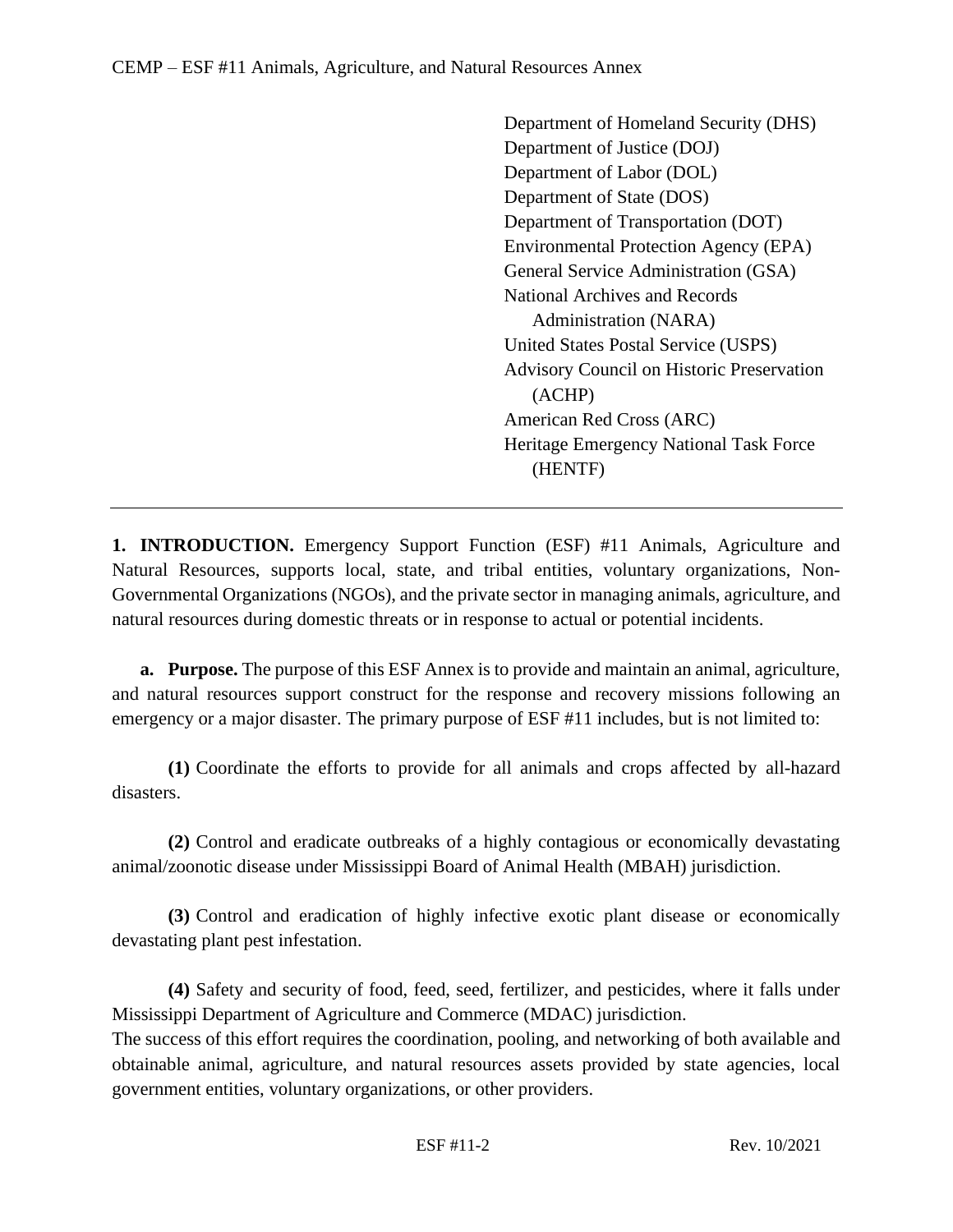Department of Homeland Security (DHS)
Department of Justice (DOJ)
Department of Labor (DOL)
Department of State (DOS)
Department of Transportation (DOT)
Environmental Protection Agency (EPA)
General Service Administration (GSA)
National Archives and Records Administration (NARA)
United States Postal Service (USPS)
Advisory Council on Historic Preservation (ACHP)
American Red Cross (ARC)
Heritage Emergency National Task Force (HENTF)

---

**1. INTRODUCTION.** Emergency Support Function (ESF) #11 Animals, Agriculture and Natural Resources, supports local, state, and tribal entities, voluntary organizations, Non-Governmental Organizations (NGOs), and the private sector in managing animals, agriculture, and natural resources during domestic threats or in response to actual or potential incidents.

**a. Purpose.** The purpose of this ESF Annex is to provide and maintain an animal, agriculture, and natural resources support construct for the response and recovery missions following an emergency or a major disaster. The primary purpose of ESF #11 includes, but is not limited to:

**(1)** Coordinate the efforts to provide for all animals and crops affected by all-hazard disasters.

**(2)** Control and eradicate outbreaks of a highly contagious or economically devastating animal/zoonotic disease under Mississippi Board of Animal Health (MBAH) jurisdiction.

**(3)** Control and eradication of highly infective exotic plant disease or economically devastating plant pest infestation.

**(4)** Safety and security of food, feed, seed, fertilizer, and pesticides, where it falls under Mississippi Department of Agriculture and Commerce (MDAC) jurisdiction.

The success of this effort requires the coordination, pooling, and networking of both available and obtainable animal, agriculture, and natural resources assets provided by state agencies, local government entities, voluntary organizations, or other providers.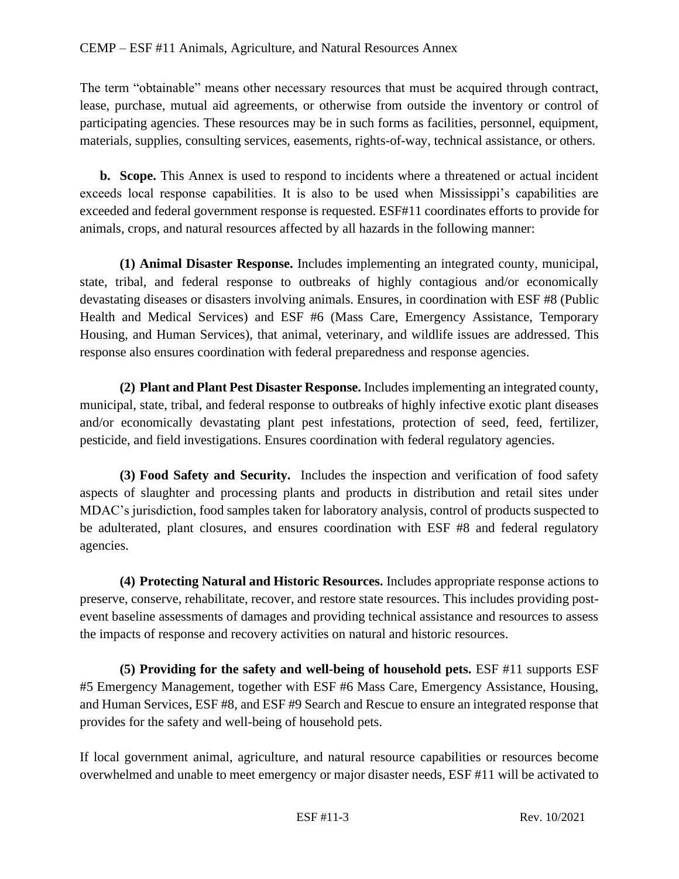The term "obtainable" means other necessary resources that must be acquired through contract, lease, purchase, mutual aid agreements, or otherwise from outside the inventory or control of participating agencies. These resources may be in such forms as facilities, personnel, equipment, materials, supplies, consulting services, easements, rights-of-way, technical assistance, or others.

**b. Scope.** This Annex is used to respond to incidents where a threatened or actual incident exceeds local response capabilities. It is also to be used when Mississippi's capabilities are exceeded and federal government response is requested. ESF#11 coordinates efforts to provide for animals, crops, and natural resources affected by all hazards in the following manner:

**(1) Animal Disaster Response.** Includes implementing an integrated county, municipal, state, tribal, and federal response to outbreaks of highly contagious and/or economically devastating diseases or disasters involving animals. Ensures, in coordination with ESF #8 (Public Health and Medical Services) and ESF #6 (Mass Care, Emergency Assistance, Temporary Housing, and Human Services), that animal, veterinary, and wildlife issues are addressed. This response also ensures coordination with federal preparedness and response agencies.

**(2) Plant and Plant Pest Disaster Response.** Includes implementing an integrated county, municipal, state, tribal, and federal response to outbreaks of highly infective exotic plant diseases and/or economically devastating plant pest infestations, protection of seed, feed, fertilizer, pesticide, and field investigations. Ensures coordination with federal regulatory agencies.

**(3) Food Safety and Security.** Includes the inspection and verification of food safety aspects of slaughter and processing plants and products in distribution and retail sites under MDAC's jurisdiction, food samples taken for laboratory analysis, control of products suspected to be adulterated, plant closures, and ensures coordination with ESF #8 and federal regulatory agencies.

**(4) Protecting Natural and Historic Resources.** Includes appropriate response actions to preserve, conserve, rehabilitate, recover, and restore state resources. This includes providing post-event baseline assessments of damages and providing technical assistance and resources to assess the impacts of response and recovery activities on natural and historic resources.

**(5) Providing for the safety and well-being of household pets.** ESF #11 supports ESF #5 Emergency Management, together with ESF #6 Mass Care, Emergency Assistance, Housing, and Human Services, ESF #8, and ESF #9 Search and Rescue to ensure an integrated response that provides for the safety and well-being of household pets.

If local government animal, agriculture, and natural resource capabilities or resources become overwhelmed and unable to meet emergency or major disaster needs, ESF #11 will be activated to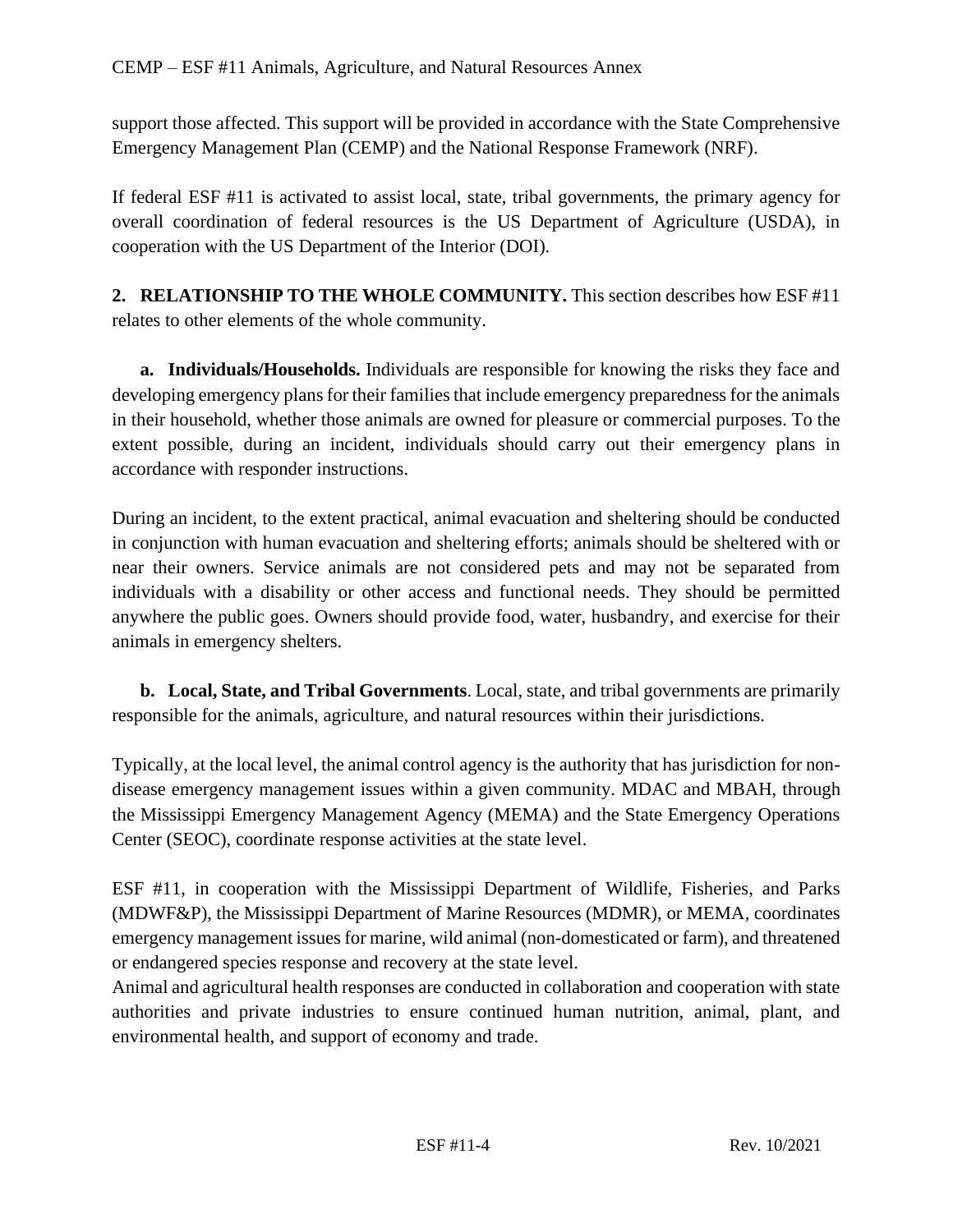support those affected. This support will be provided in accordance with the State Comprehensive Emergency Management Plan (CEMP) and the National Response Framework (NRF).

If federal ESF #11 is activated to assist local, state, tribal governments, the primary agency for overall coordination of federal resources is the US Department of Agriculture (USDA), in cooperation with the US Department of the Interior (DOI).

**2. RELATIONSHIP TO THE WHOLE COMMUNITY.** This section describes how ESF #11 relates to other elements of the whole community.

**a. Individuals/Households.** Individuals are responsible for knowing the risks they face and developing emergency plans for their families that include emergency preparedness for the animals in their household, whether those animals are owned for pleasure or commercial purposes. To the extent possible, during an incident, individuals should carry out their emergency plans in accordance with responder instructions.

During an incident, to the extent practical, animal evacuation and sheltering should be conducted in conjunction with human evacuation and sheltering efforts; animals should be sheltered with or near their owners. Service animals are not considered pets and may not be separated from individuals with a disability or other access and functional needs. They should be permitted anywhere the public goes. Owners should provide food, water, husbandry, and exercise for their animals in emergency shelters.

**b. Local, State, and Tribal Governments**. Local, state, and tribal governments are primarily responsible for the animals, agriculture, and natural resources within their jurisdictions.

Typically, at the local level, the animal control agency is the authority that has jurisdiction for non-disease emergency management issues within a given community. MDAC and MBAH, through the Mississippi Emergency Management Agency (MEMA) and the State Emergency Operations Center (SEOC), coordinate response activities at the state level.

ESF #11, in cooperation with the Mississippi Department of Wildlife, Fisheries, and Parks (MDWF&P), the Mississippi Department of Marine Resources (MDMR), or MEMA, coordinates emergency management issues for marine, wild animal (non-domesticated or farm), and threatened or endangered species response and recovery at the state level.
Animal and agricultural health responses are conducted in collaboration and cooperation with state authorities and private industries to ensure continued human nutrition, animal, plant, and environmental health, and support of economy and trade.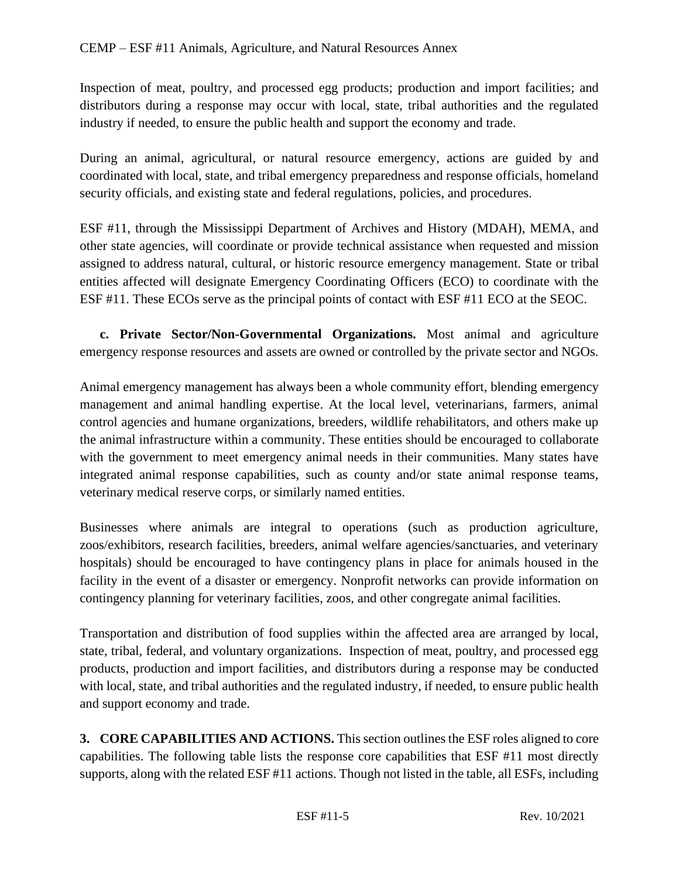Inspection of meat, poultry, and processed egg products; production and import facilities; and distributors during a response may occur with local, state, tribal authorities and the regulated industry if needed, to ensure the public health and support the economy and trade.

During an animal, agricultural, or natural resource emergency, actions are guided by and coordinated with local, state, and tribal emergency preparedness and response officials, homeland security officials, and existing state and federal regulations, policies, and procedures.

ESF #11, through the Mississippi Department of Archives and History (MDAH), MEMA, and other state agencies, will coordinate or provide technical assistance when requested and mission assigned to address natural, cultural, or historic resource emergency management. State or tribal entities affected will designate Emergency Coordinating Officers (ECO) to coordinate with the ESF #11. These ECOs serve as the principal points of contact with ESF #11 ECO at the SEOC.

**c. Private Sector/Non-Governmental Organizations.** Most animal and agriculture emergency response resources and assets are owned or controlled by the private sector and NGOs.

Animal emergency management has always been a whole community effort, blending emergency management and animal handling expertise. At the local level, veterinarians, farmers, animal control agencies and humane organizations, breeders, wildlife rehabilitators, and others make up the animal infrastructure within a community. These entities should be encouraged to collaborate with the government to meet emergency animal needs in their communities. Many states have integrated animal response capabilities, such as county and/or state animal response teams, veterinary medical reserve corps, or similarly named entities.

Businesses where animals are integral to operations (such as production agriculture, zoos/exhibitors, research facilities, breeders, animal welfare agencies/sanctuaries, and veterinary hospitals) should be encouraged to have contingency plans in place for animals housed in the facility in the event of a disaster or emergency. Nonprofit networks can provide information on contingency planning for veterinary facilities, zoos, and other congregate animal facilities.

Transportation and distribution of food supplies within the affected area are arranged by local, state, tribal, federal, and voluntary organizations. Inspection of meat, poultry, and processed egg products, production and import facilities, and distributors during a response may be conducted with local, state, and tribal authorities and the regulated industry, if needed, to ensure public health and support economy and trade.

**3. CORE CAPABILITIES AND ACTIONS.** This section outlines the ESF roles aligned to core capabilities. The following table lists the response core capabilities that ESF #11 most directly supports, along with the related ESF #11 actions. Though not listed in the table, all ESFs, including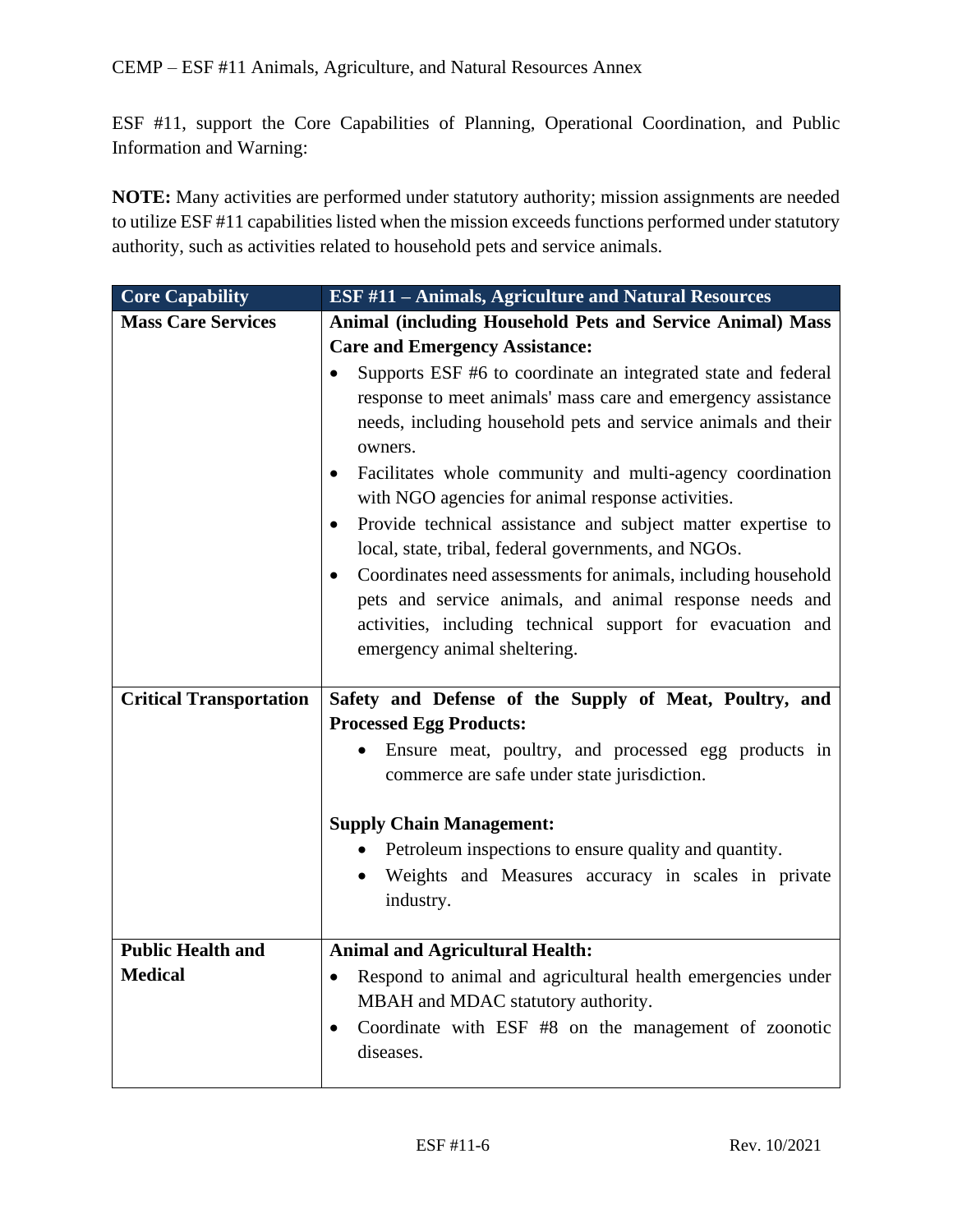ESF #11, support the Core Capabilities of Planning, Operational Coordination, and Public Information and Warning:

**NOTE:** Many activities are performed under statutory authority; mission assignments are needed to utilize ESF #11 capabilities listed when the mission exceeds functions performed under statutory authority, such as activities related to household pets and service animals.

| Core Capability | ESF #11 – Animals, Agriculture and Natural Resources |
|---|---|
| **Mass Care Services** | **Animal (including Household Pets and Service Animal) Mass Care and Emergency Assistance:**<br>• Supports ESF #6 to coordinate an integrated state and federal response to meet animals' mass care and emergency assistance needs, including household pets and service animals and their owners.<br>• Facilitates whole community and multi-agency coordination with NGO agencies for animal response activities.<br>• Provide technical assistance and subject matter expertise to local, state, tribal, federal governments, and NGOs.<br>• Coordinates need assessments for animals, including household pets and service animals, and animal response needs and activities, including technical support for evacuation and emergency animal sheltering. |
| **Critical Transportation** | **Safety and Defense of the Supply of Meat, Poultry, and Processed Egg Products:**<br>• Ensure meat, poultry, and processed egg products in commerce are safe under state jurisdiction.<br><br>**Supply Chain Management:**<br>• Petroleum inspections to ensure quality and quantity.<br>• Weights and Measures accuracy in scales in private industry. |
| **Public Health and Medical** | **Animal and Agricultural Health:**<br>• Respond to animal and agricultural health emergencies under MBAH and MDAC statutory authority.<br>• Coordinate with ESF #8 on the management of zoonotic diseases. |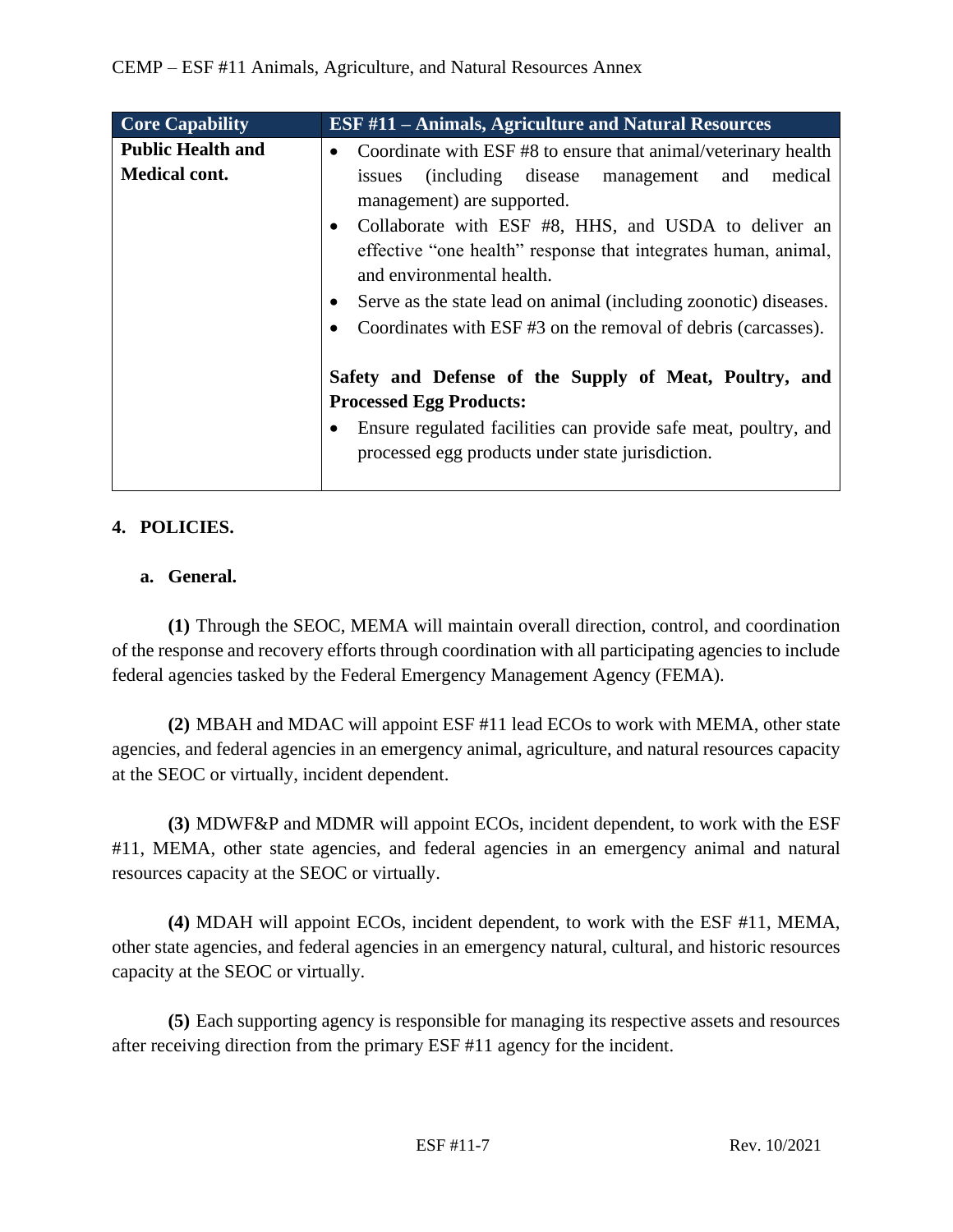| Core Capability | ESF #11 – Animals, Agriculture and Natural Resources |
|---|---|
| **Public Health and Medical cont.** | • Coordinate with ESF #8 to ensure that animal/veterinary health issues (including disease management and medical management) are supported.<br>• Collaborate with ESF #8, HHS, and USDA to deliver an effective "one health" response that integrates human, animal, and environmental health.<br>• Serve as the state lead on animal (including zoonotic) diseases.<br>• Coordinates with ESF #3 on the removal of debris (carcasses).<br><br>**Safety and Defense of the Supply of Meat, Poultry, and Processed Egg Products:**<br>• Ensure regulated facilities can provide safe meat, poultry, and processed egg products under state jurisdiction. |

## 4. POLICIES.

### a. General.

**(1)** Through the SEOC, MEMA will maintain overall direction, control, and coordination of the response and recovery efforts through coordination with all participating agencies to include federal agencies tasked by the Federal Emergency Management Agency (FEMA).

**(2)** MBAH and MDAC will appoint ESF #11 lead ECOs to work with MEMA, other state agencies, and federal agencies in an emergency animal, agriculture, and natural resources capacity at the SEOC or virtually, incident dependent.

**(3)** MDWF&P and MDMR will appoint ECOs, incident dependent, to work with the ESF #11, MEMA, other state agencies, and federal agencies in an emergency animal and natural resources capacity at the SEOC or virtually.

**(4)** MDAH will appoint ECOs, incident dependent, to work with the ESF #11, MEMA, other state agencies, and federal agencies in an emergency natural, cultural, and historic resources capacity at the SEOC or virtually.

**(5)** Each supporting agency is responsible for managing its respective assets and resources after receiving direction from the primary ESF #11 agency for the incident.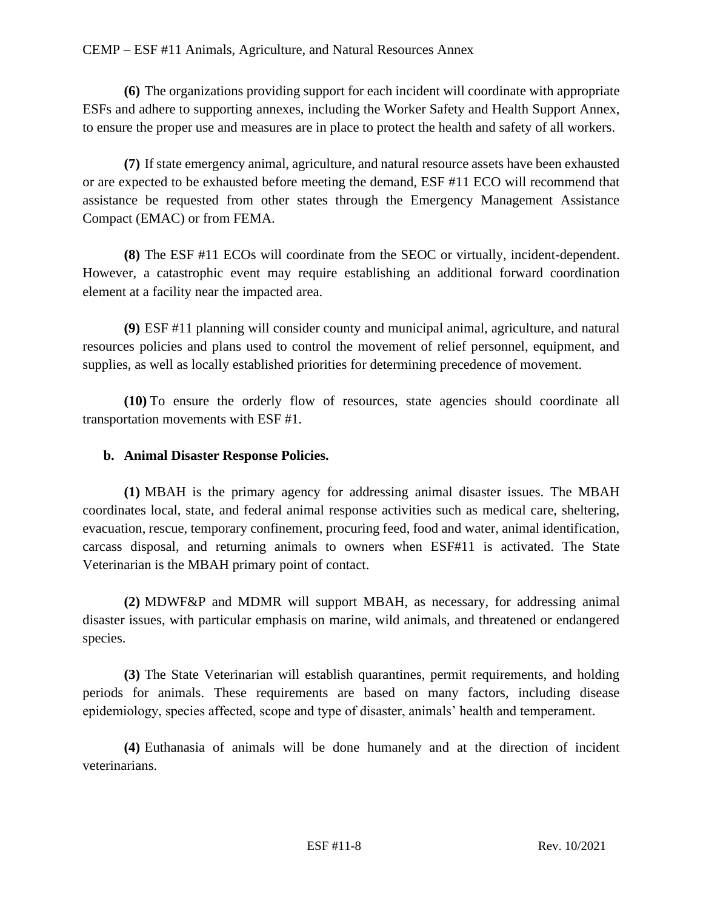**(6)** The organizations providing support for each incident will coordinate with appropriate ESFs and adhere to supporting annexes, including the Worker Safety and Health Support Annex, to ensure the proper use and measures are in place to protect the health and safety of all workers.

**(7)** If state emergency animal, agriculture, and natural resource assets have been exhausted or are expected to be exhausted before meeting the demand, ESF #11 ECO will recommend that assistance be requested from other states through the Emergency Management Assistance Compact (EMAC) or from FEMA.

**(8)** The ESF #11 ECOs will coordinate from the SEOC or virtually, incident-dependent. However, a catastrophic event may require establishing an additional forward coordination element at a facility near the impacted area.

**(9)** ESF #11 planning will consider county and municipal animal, agriculture, and natural resources policies and plans used to control the movement of relief personnel, equipment, and supplies, as well as locally established priorities for determining precedence of movement.

**(10)** To ensure the orderly flow of resources, state agencies should coordinate all transportation movements with ESF #1.

**b. Animal Disaster Response Policies.**

**(1)** MBAH is the primary agency for addressing animal disaster issues. The MBAH coordinates local, state, and federal animal response activities such as medical care, sheltering, evacuation, rescue, temporary confinement, procuring feed, food and water, animal identification, carcass disposal, and returning animals to owners when ESF#11 is activated. The State Veterinarian is the MBAH primary point of contact.

**(2)** MDWF&P and MDMR will support MBAH, as necessary, for addressing animal disaster issues, with particular emphasis on marine, wild animals, and threatened or endangered species.

**(3)** The State Veterinarian will establish quarantines, permit requirements, and holding periods for animals. These requirements are based on many factors, including disease epidemiology, species affected, scope and type of disaster, animals' health and temperament.

**(4)** Euthanasia of animals will be done humanely and at the direction of incident veterinarians.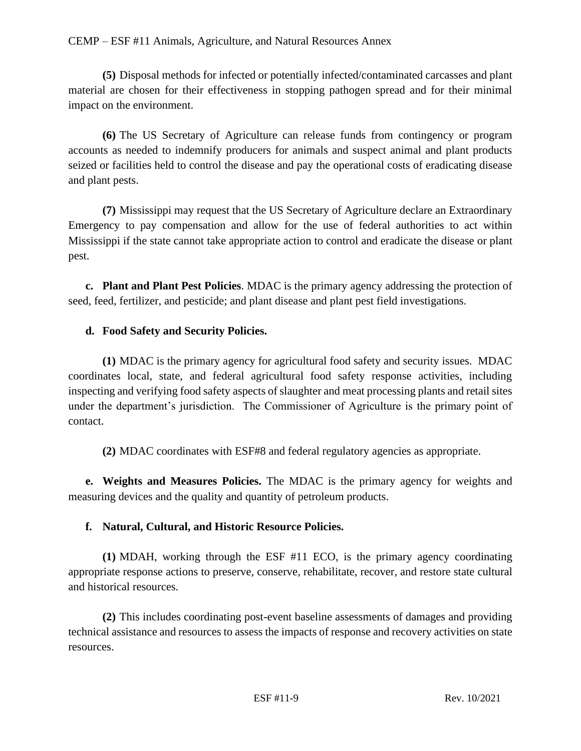**(5)** Disposal methods for infected or potentially infected/contaminated carcasses and plant material are chosen for their effectiveness in stopping pathogen spread and for their minimal impact on the environment.

**(6)** The US Secretary of Agriculture can release funds from contingency or program accounts as needed to indemnify producers for animals and suspect animal and plant products seized or facilities held to control the disease and pay the operational costs of eradicating disease and plant pests.

**(7)** Mississippi may request that the US Secretary of Agriculture declare an Extraordinary Emergency to pay compensation and allow for the use of federal authorities to act within Mississippi if the state cannot take appropriate action to control and eradicate the disease or plant pest.

**c. Plant and Plant Pest Policies**. MDAC is the primary agency addressing the protection of seed, feed, fertilizer, and pesticide; and plant disease and plant pest field investigations.

**d. Food Safety and Security Policies.**

**(1)** MDAC is the primary agency for agricultural food safety and security issues. MDAC coordinates local, state, and federal agricultural food safety response activities, including inspecting and verifying food safety aspects of slaughter and meat processing plants and retail sites under the department's jurisdiction. The Commissioner of Agriculture is the primary point of contact.

**(2)** MDAC coordinates with ESF#8 and federal regulatory agencies as appropriate.

**e. Weights and Measures Policies.** The MDAC is the primary agency for weights and measuring devices and the quality and quantity of petroleum products.

**f. Natural, Cultural, and Historic Resource Policies.**

**(1)** MDAH, working through the ESF #11 ECO, is the primary agency coordinating appropriate response actions to preserve, conserve, rehabilitate, recover, and restore state cultural and historical resources.

**(2)** This includes coordinating post-event baseline assessments of damages and providing technical assistance and resources to assess the impacts of response and recovery activities on state resources.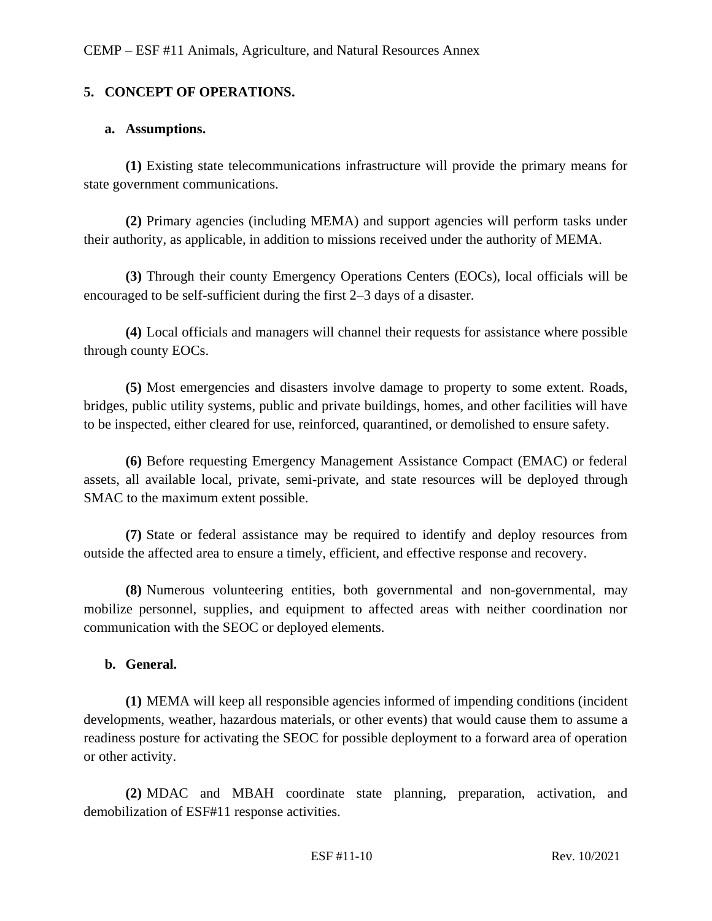## 5. CONCEPT OF OPERATIONS.

### a. Assumptions.

**(1)** Existing state telecommunications infrastructure will provide the primary means for state government communications.

**(2)** Primary agencies (including MEMA) and support agencies will perform tasks under their authority, as applicable, in addition to missions received under the authority of MEMA.

**(3)** Through their county Emergency Operations Centers (EOCs), local officials will be encouraged to be self-sufficient during the first 2–3 days of a disaster.

**(4)** Local officials and managers will channel their requests for assistance where possible through county EOCs.

**(5)** Most emergencies and disasters involve damage to property to some extent. Roads, bridges, public utility systems, public and private buildings, homes, and other facilities will have to be inspected, either cleared for use, reinforced, quarantined, or demolished to ensure safety.

**(6)** Before requesting Emergency Management Assistance Compact (EMAC) or federal assets, all available local, private, semi-private, and state resources will be deployed through SMAC to the maximum extent possible.

**(7)** State or federal assistance may be required to identify and deploy resources from outside the affected area to ensure a timely, efficient, and effective response and recovery.

**(8)** Numerous volunteering entities, both governmental and non-governmental, may mobilize personnel, supplies, and equipment to affected areas with neither coordination nor communication with the SEOC or deployed elements.

### b. General.

**(1)** MEMA will keep all responsible agencies informed of impending conditions (incident developments, weather, hazardous materials, or other events) that would cause them to assume a readiness posture for activating the SEOC for possible deployment to a forward area of operation or other activity.

**(2)** MDAC and MBAH coordinate state planning, preparation, activation, and demobilization of ESF#11 response activities.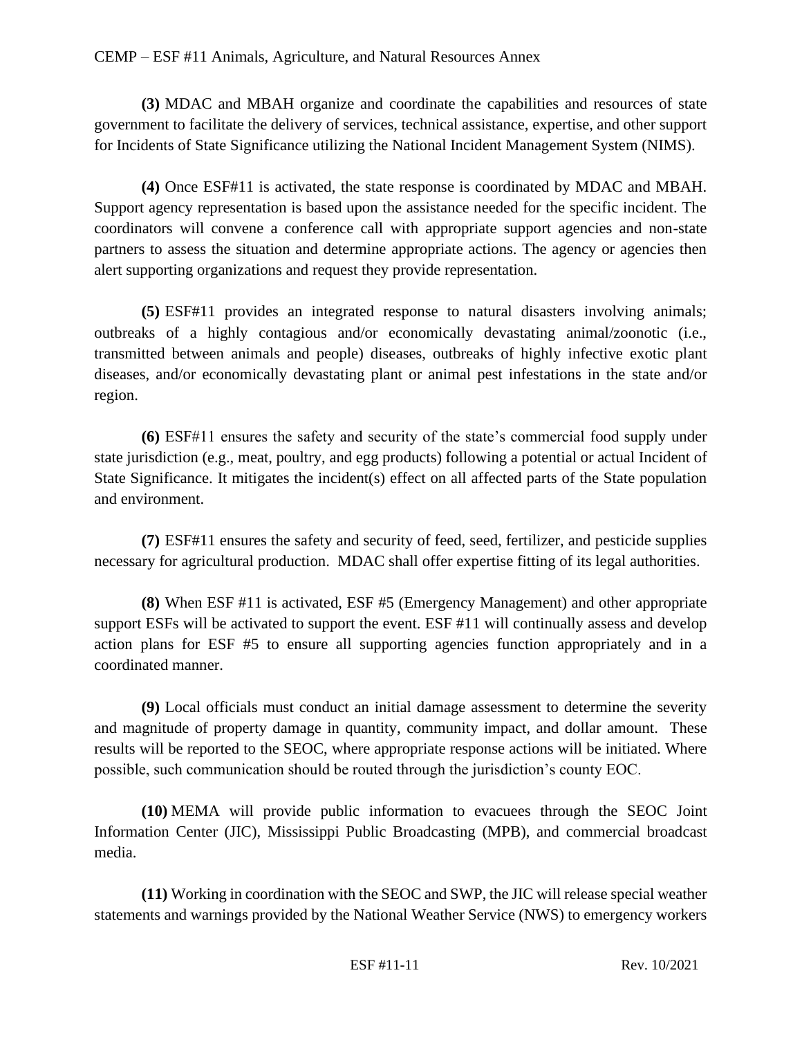**(3)** MDAC and MBAH organize and coordinate the capabilities and resources of state government to facilitate the delivery of services, technical assistance, expertise, and other support for Incidents of State Significance utilizing the National Incident Management System (NIMS).

**(4)** Once ESF#11 is activated, the state response is coordinated by MDAC and MBAH. Support agency representation is based upon the assistance needed for the specific incident. The coordinators will convene a conference call with appropriate support agencies and non-state partners to assess the situation and determine appropriate actions. The agency or agencies then alert supporting organizations and request they provide representation.

**(5)** ESF#11 provides an integrated response to natural disasters involving animals; outbreaks of a highly contagious and/or economically devastating animal/zoonotic (i.e., transmitted between animals and people) diseases, outbreaks of highly infective exotic plant diseases, and/or economically devastating plant or animal pest infestations in the state and/or region.

**(6)** ESF#11 ensures the safety and security of the state's commercial food supply under state jurisdiction (e.g., meat, poultry, and egg products) following a potential or actual Incident of State Significance. It mitigates the incident(s) effect on all affected parts of the State population and environment.

**(7)** ESF#11 ensures the safety and security of feed, seed, fertilizer, and pesticide supplies necessary for agricultural production. MDAC shall offer expertise fitting of its legal authorities.

**(8)** When ESF #11 is activated, ESF #5 (Emergency Management) and other appropriate support ESFs will be activated to support the event. ESF #11 will continually assess and develop action plans for ESF #5 to ensure all supporting agencies function appropriately and in a coordinated manner.

**(9)** Local officials must conduct an initial damage assessment to determine the severity and magnitude of property damage in quantity, community impact, and dollar amount. These results will be reported to the SEOC, where appropriate response actions will be initiated. Where possible, such communication should be routed through the jurisdiction's county EOC.

**(10)** MEMA will provide public information to evacuees through the SEOC Joint Information Center (JIC), Mississippi Public Broadcasting (MPB), and commercial broadcast media.

**(11)** Working in coordination with the SEOC and SWP, the JIC will release special weather statements and warnings provided by the National Weather Service (NWS) to emergency workers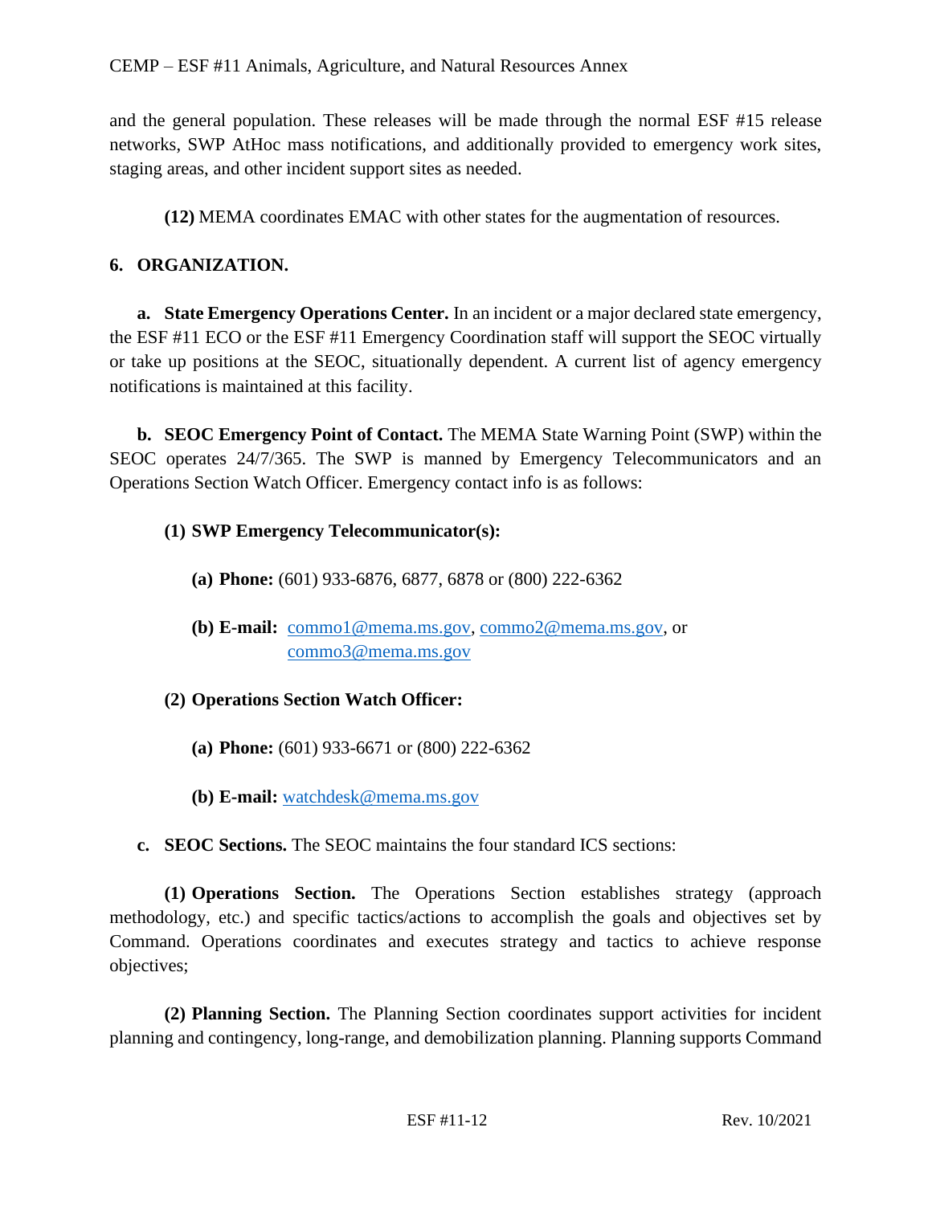and the general population. These releases will be made through the normal ESF #15 release networks, SWP AtHoc mass notifications, and additionally provided to emergency work sites, staging areas, and other incident support sites as needed.

**(12)** MEMA coordinates EMAC with other states for the augmentation of resources.

## 6. ORGANIZATION.

**a. State Emergency Operations Center.** In an incident or a major declared state emergency, the ESF #11 ECO or the ESF #11 Emergency Coordination staff will support the SEOC virtually or take up positions at the SEOC, situationally dependent. A current list of agency emergency notifications is maintained at this facility.

**b. SEOC Emergency Point of Contact.** The MEMA State Warning Point (SWP) within the SEOC operates 24/7/365. The SWP is manned by Emergency Telecommunicators and an Operations Section Watch Officer. Emergency contact info is as follows:

**(1) SWP Emergency Telecommunicator(s):**

**(a) Phone:** (601) 933-6876, 6877, 6878 or (800) 222-6362

**(b) E-mail:** commo1@mema.ms.gov, commo2@mema.ms.gov, or commo3@mema.ms.gov

**(2) Operations Section Watch Officer:**

**(a) Phone:** (601) 933-6671 or (800) 222-6362

**(b) E-mail:** watchdesk@mema.ms.gov

**c. SEOC Sections.** The SEOC maintains the four standard ICS sections:

**(1) Operations Section.** The Operations Section establishes strategy (approach methodology, etc.) and specific tactics/actions to accomplish the goals and objectives set by Command. Operations coordinates and executes strategy and tactics to achieve response objectives;

**(2) Planning Section.** The Planning Section coordinates support activities for incident planning and contingency, long-range, and demobilization planning. Planning supports Command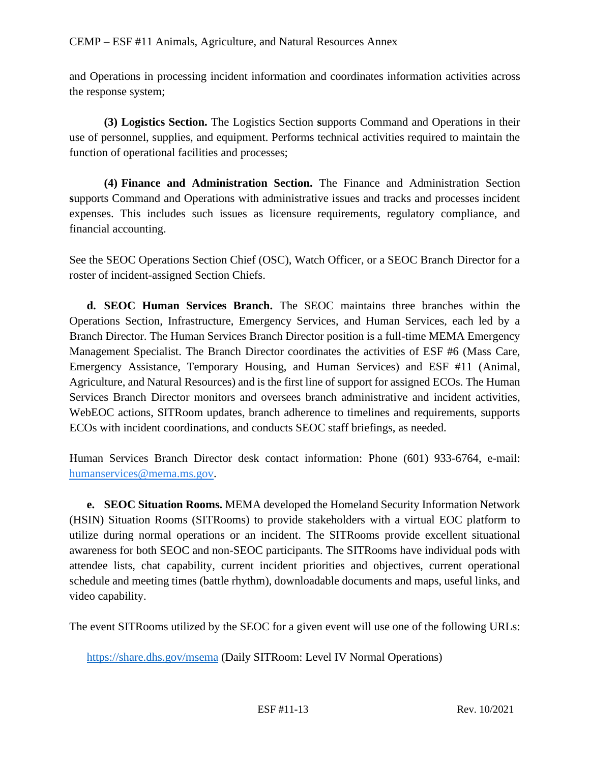and Operations in processing incident information and coordinates information activities across the response system;

**(3) Logistics Section.** The Logistics Section **s**upports Command and Operations in their use of personnel, supplies, and equipment. Performs technical activities required to maintain the function of operational facilities and processes;

**(4) Finance and Administration Section.** The Finance and Administration Section **s**upports Command and Operations with administrative issues and tracks and processes incident expenses. This includes such issues as licensure requirements, regulatory compliance, and financial accounting.

See the SEOC Operations Section Chief (OSC), Watch Officer, or a SEOC Branch Director for a roster of incident-assigned Section Chiefs.

**d. SEOC Human Services Branch.** The SEOC maintains three branches within the Operations Section, Infrastructure, Emergency Services, and Human Services, each led by a Branch Director. The Human Services Branch Director position is a full-time MEMA Emergency Management Specialist. The Branch Director coordinates the activities of ESF #6 (Mass Care, Emergency Assistance, Temporary Housing, and Human Services) and ESF #11 (Animal, Agriculture, and Natural Resources) and is the first line of support for assigned ECOs. The Human Services Branch Director monitors and oversees branch administrative and incident activities, WebEOC actions, SITRoom updates, branch adherence to timelines and requirements, supports ECOs with incident coordinations, and conducts SEOC staff briefings, as needed.

Human Services Branch Director desk contact information: Phone (601) 933-6764, e-mail: humanservices@mema.ms.gov.

**e. SEOC Situation Rooms.** MEMA developed the Homeland Security Information Network (HSIN) Situation Rooms (SITRooms) to provide stakeholders with a virtual EOC platform to utilize during normal operations or an incident. The SITRooms provide excellent situational awareness for both SEOC and non-SEOC participants. The SITRooms have individual pods with attendee lists, chat capability, current incident priorities and objectives, current operational schedule and meeting times (battle rhythm), downloadable documents and maps, useful links, and video capability.

The event SITRooms utilized by the SEOC for a given event will use one of the following URLs:

https://share.dhs.gov/msema (Daily SITRoom: Level IV Normal Operations)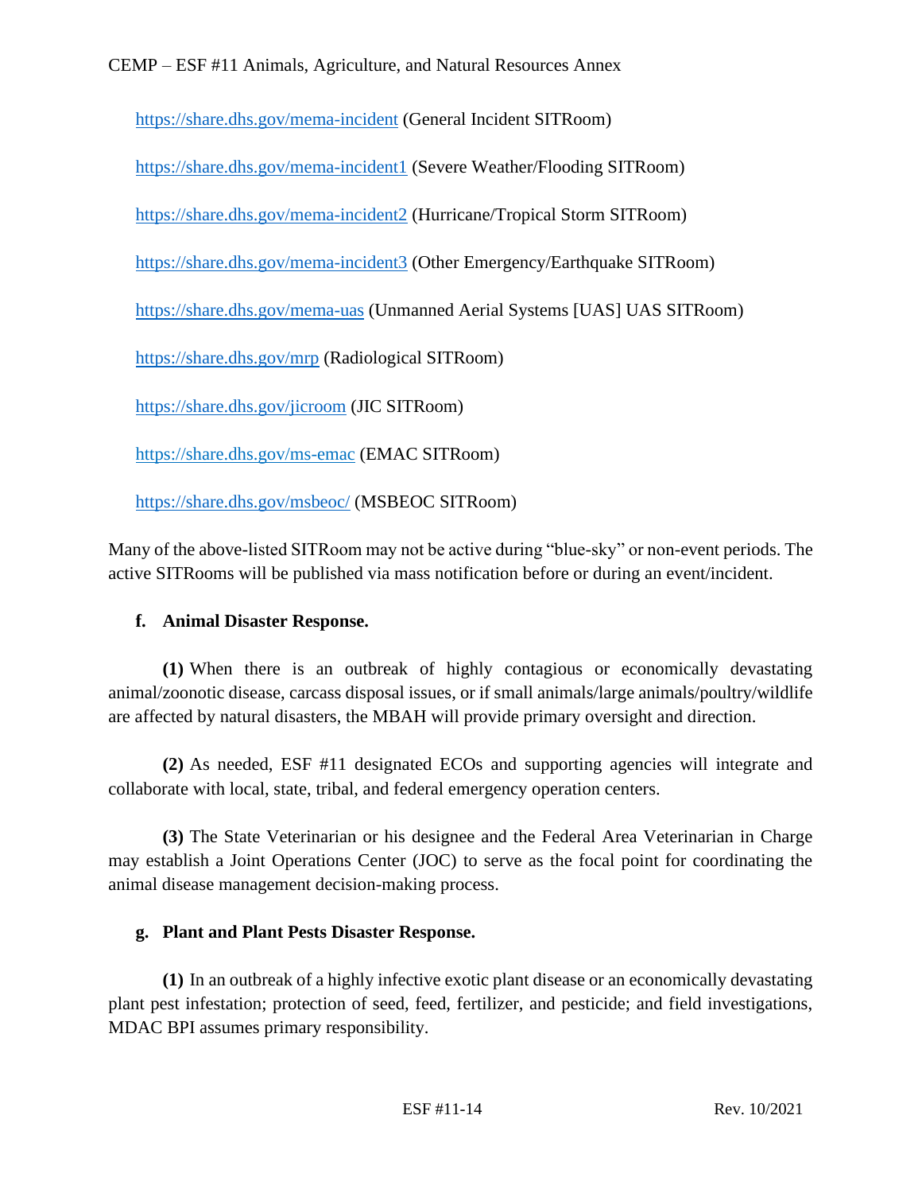https://share.dhs.gov/mema-incident (General Incident SITRoom)

https://share.dhs.gov/mema-incident1 (Severe Weather/Flooding SITRoom)

https://share.dhs.gov/mema-incident2 (Hurricane/Tropical Storm SITRoom)

https://share.dhs.gov/mema-incident3 (Other Emergency/Earthquake SITRoom)

https://share.dhs.gov/mema-uas (Unmanned Aerial Systems [UAS] UAS SITRoom)

https://share.dhs.gov/mrp (Radiological SITRoom)

https://share.dhs.gov/jicroom (JIC SITRoom)

https://share.dhs.gov/ms-emac (EMAC SITRoom)

https://share.dhs.gov/msbeoc/ (MSBEOC SITRoom)

Many of the above-listed SITRoom may not be active during "blue-sky" or non-event periods. The active SITRooms will be published via mass notification before or during an event/incident.

**f. Animal Disaster Response.**

**(1)** When there is an outbreak of highly contagious or economically devastating animal/zoonotic disease, carcass disposal issues, or if small animals/large animals/poultry/wildlife are affected by natural disasters, the MBAH will provide primary oversight and direction.

**(2)** As needed, ESF #11 designated ECOs and supporting agencies will integrate and collaborate with local, state, tribal, and federal emergency operation centers.

**(3)** The State Veterinarian or his designee and the Federal Area Veterinarian in Charge may establish a Joint Operations Center (JOC) to serve as the focal point for coordinating the animal disease management decision-making process.

**g. Plant and Plant Pests Disaster Response.**

**(1)** In an outbreak of a highly infective exotic plant disease or an economically devastating plant pest infestation; protection of seed, feed, fertilizer, and pesticide; and field investigations, MDAC BPI assumes primary responsibility.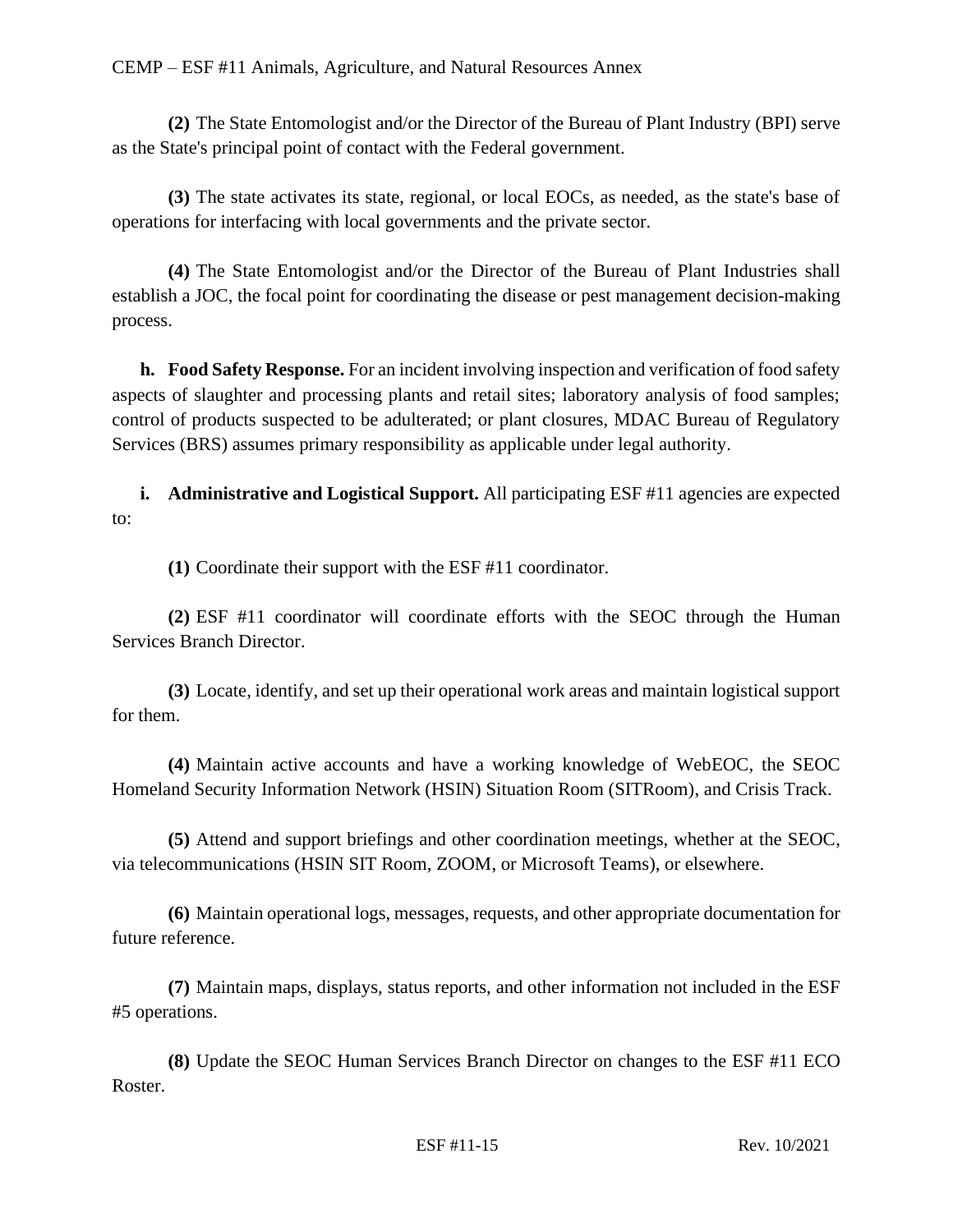**(2)** The State Entomologist and/or the Director of the Bureau of Plant Industry (BPI) serve as the State's principal point of contact with the Federal government.

**(3)** The state activates its state, regional, or local EOCs, as needed, as the state's base of operations for interfacing with local governments and the private sector.

**(4)** The State Entomologist and/or the Director of the Bureau of Plant Industries shall establish a JOC, the focal point for coordinating the disease or pest management decision-making process.

**h. Food Safety Response.** For an incident involving inspection and verification of food safety aspects of slaughter and processing plants and retail sites; laboratory analysis of food samples; control of products suspected to be adulterated; or plant closures, MDAC Bureau of Regulatory Services (BRS) assumes primary responsibility as applicable under legal authority.

**i. Administrative and Logistical Support.** All participating ESF #11 agencies are expected to:

**(1)** Coordinate their support with the ESF #11 coordinator.

**(2)** ESF #11 coordinator will coordinate efforts with the SEOC through the Human Services Branch Director.

**(3)** Locate, identify, and set up their operational work areas and maintain logistical support for them.

**(4)** Maintain active accounts and have a working knowledge of WebEOC, the SEOC Homeland Security Information Network (HSIN) Situation Room (SITRoom), and Crisis Track.

**(5)** Attend and support briefings and other coordination meetings, whether at the SEOC, via telecommunications (HSIN SIT Room, ZOOM, or Microsoft Teams), or elsewhere.

**(6)** Maintain operational logs, messages, requests, and other appropriate documentation for future reference.

**(7)** Maintain maps, displays, status reports, and other information not included in the ESF #5 operations.

**(8)** Update the SEOC Human Services Branch Director on changes to the ESF #11 ECO Roster.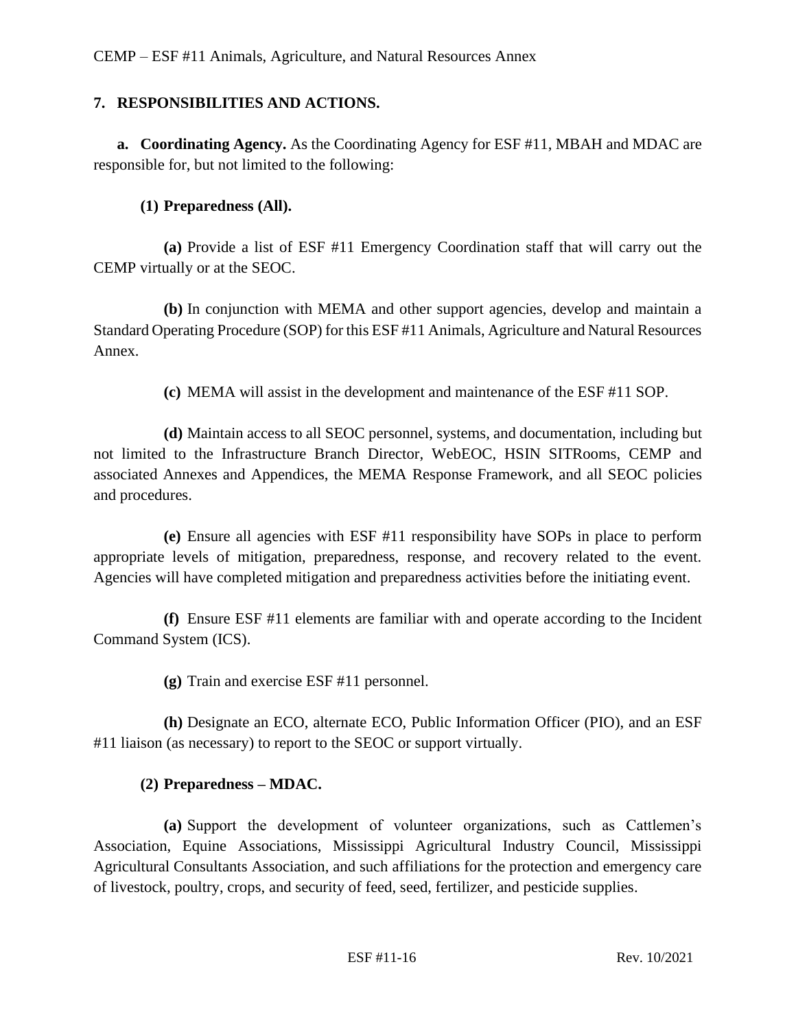## 7. RESPONSIBILITIES AND ACTIONS.

**a. Coordinating Agency.** As the Coordinating Agency for ESF #11, MBAH and MDAC are responsible for, but not limited to the following:

**(1) Preparedness (All).**

**(a)** Provide a list of ESF #11 Emergency Coordination staff that will carry out the CEMP virtually or at the SEOC.

**(b)** In conjunction with MEMA and other support agencies, develop and maintain a Standard Operating Procedure (SOP) for this ESF #11 Animals, Agriculture and Natural Resources Annex.

**(c)** MEMA will assist in the development and maintenance of the ESF #11 SOP.

**(d)** Maintain access to all SEOC personnel, systems, and documentation, including but not limited to the Infrastructure Branch Director, WebEOC, HSIN SITRooms, CEMP and associated Annexes and Appendices, the MEMA Response Framework, and all SEOC policies and procedures.

**(e)** Ensure all agencies with ESF #11 responsibility have SOPs in place to perform appropriate levels of mitigation, preparedness, response, and recovery related to the event. Agencies will have completed mitigation and preparedness activities before the initiating event.

**(f)** Ensure ESF #11 elements are familiar with and operate according to the Incident Command System (ICS).

**(g)** Train and exercise ESF #11 personnel.

**(h)** Designate an ECO, alternate ECO, Public Information Officer (PIO), and an ESF #11 liaison (as necessary) to report to the SEOC or support virtually.

**(2) Preparedness – MDAC.**

**(a)** Support the development of volunteer organizations, such as Cattlemen's Association, Equine Associations, Mississippi Agricultural Industry Council, Mississippi Agricultural Consultants Association, and such affiliations for the protection and emergency care of livestock, poultry, crops, and security of feed, seed, fertilizer, and pesticide supplies.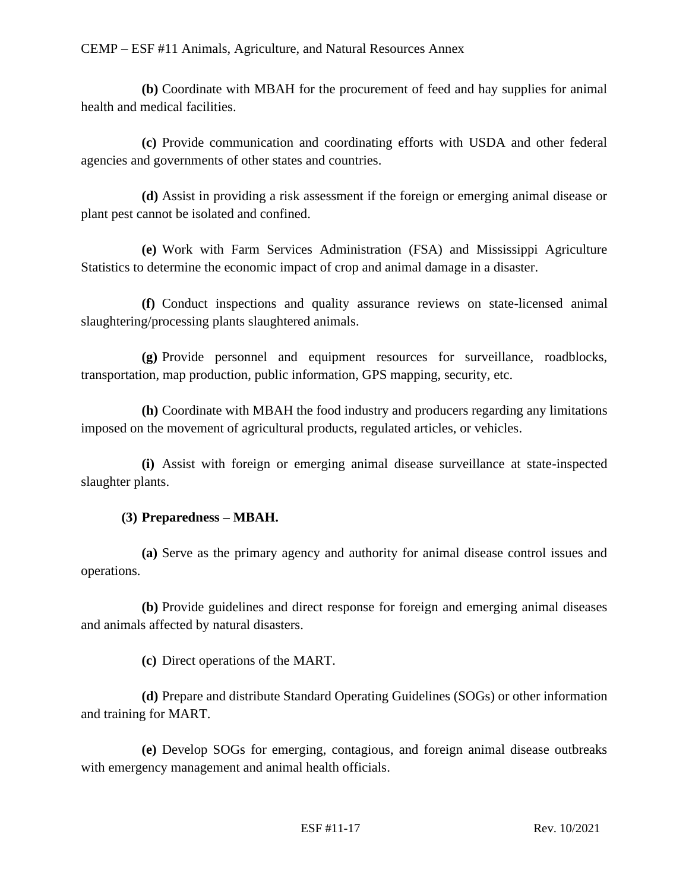**(b)** Coordinate with MBAH for the procurement of feed and hay supplies for animal health and medical facilities.

**(c)** Provide communication and coordinating efforts with USDA and other federal agencies and governments of other states and countries.

**(d)** Assist in providing a risk assessment if the foreign or emerging animal disease or plant pest cannot be isolated and confined.

**(e)** Work with Farm Services Administration (FSA) and Mississippi Agriculture Statistics to determine the economic impact of crop and animal damage in a disaster.

**(f)** Conduct inspections and quality assurance reviews on state-licensed animal slaughtering/processing plants slaughtered animals.

**(g)** Provide personnel and equipment resources for surveillance, roadblocks, transportation, map production, public information, GPS mapping, security, etc.

**(h)** Coordinate with MBAH the food industry and producers regarding any limitations imposed on the movement of agricultural products, regulated articles, or vehicles.

**(i)** Assist with foreign or emerging animal disease surveillance at state-inspected slaughter plants.

**(3) Preparedness – MBAH.**

**(a)** Serve as the primary agency and authority for animal disease control issues and operations.

**(b)** Provide guidelines and direct response for foreign and emerging animal diseases and animals affected by natural disasters.

**(c)** Direct operations of the MART.

**(d)** Prepare and distribute Standard Operating Guidelines (SOGs) or other information and training for MART.

**(e)** Develop SOGs for emerging, contagious, and foreign animal disease outbreaks with emergency management and animal health officials.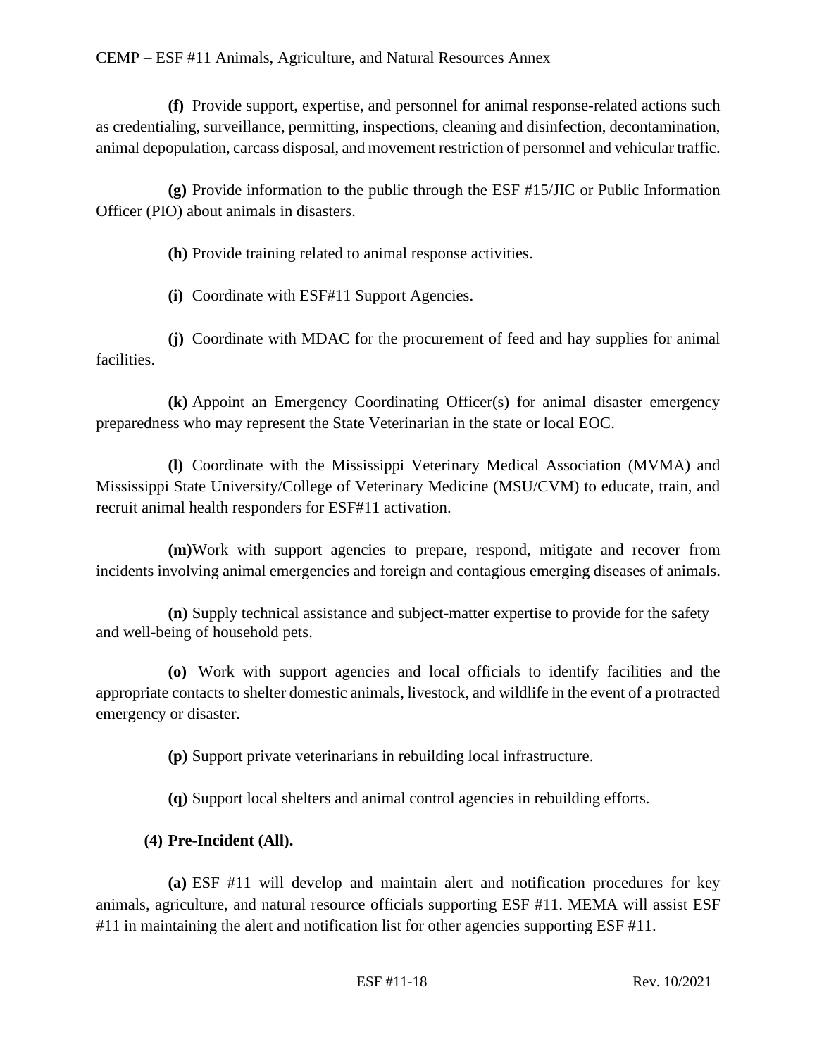**(f)** Provide support, expertise, and personnel for animal response-related actions such as credentialing, surveillance, permitting, inspections, cleaning and disinfection, decontamination, animal depopulation, carcass disposal, and movement restriction of personnel and vehicular traffic.

**(g)** Provide information to the public through the ESF #15/JIC or Public Information Officer (PIO) about animals in disasters.

**(h)** Provide training related to animal response activities.

**(i)** Coordinate with ESF#11 Support Agencies.

**(j)** Coordinate with MDAC for the procurement of feed and hay supplies for animal facilities.

**(k)** Appoint an Emergency Coordinating Officer(s) for animal disaster emergency preparedness who may represent the State Veterinarian in the state or local EOC.

**(l)** Coordinate with the Mississippi Veterinary Medical Association (MVMA) and Mississippi State University/College of Veterinary Medicine (MSU/CVM) to educate, train, and recruit animal health responders for ESF#11 activation.

**(m)** Work with support agencies to prepare, respond, mitigate and recover from incidents involving animal emergencies and foreign and contagious emerging diseases of animals.

**(n)** Supply technical assistance and subject-matter expertise to provide for the safety and well-being of household pets.

**(o)** Work with support agencies and local officials to identify facilities and the appropriate contacts to shelter domestic animals, livestock, and wildlife in the event of a protracted emergency or disaster.

**(p)** Support private veterinarians in rebuilding local infrastructure.

**(q)** Support local shelters and animal control agencies in rebuilding efforts.

**(4) Pre-Incident (All).**

**(a)** ESF #11 will develop and maintain alert and notification procedures for key animals, agriculture, and natural resource officials supporting ESF #11. MEMA will assist ESF #11 in maintaining the alert and notification list for other agencies supporting ESF #11.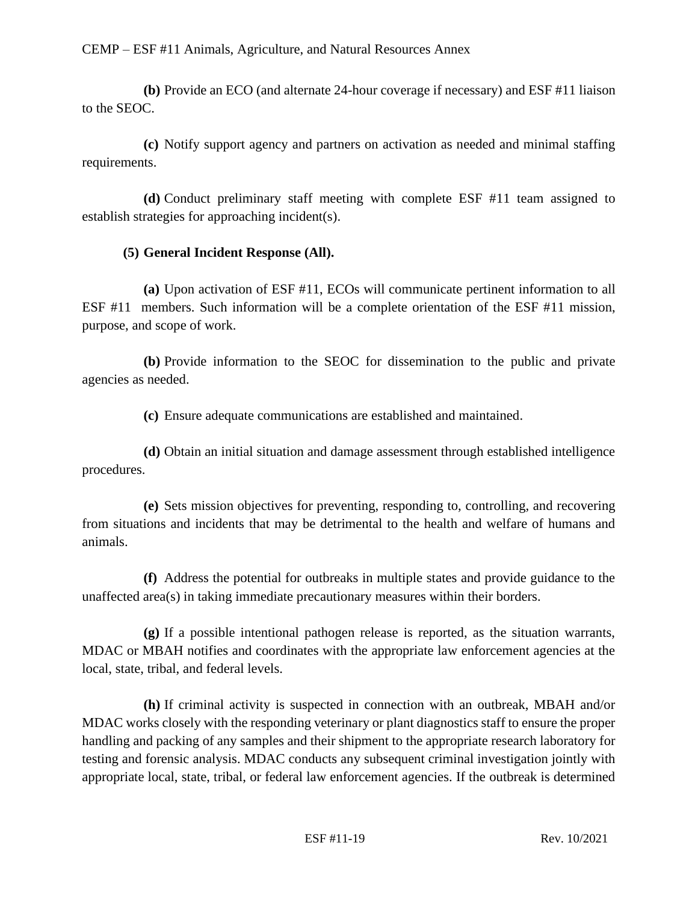**(b)** Provide an ECO (and alternate 24-hour coverage if necessary) and ESF #11 liaison to the SEOC.

**(c)** Notify support agency and partners on activation as needed and minimal staffing requirements.

**(d)** Conduct preliminary staff meeting with complete ESF #11 team assigned to establish strategies for approaching incident(s).

**(5) General Incident Response (All).**

**(a)** Upon activation of ESF #11, ECOs will communicate pertinent information to all ESF #11 members. Such information will be a complete orientation of the ESF #11 mission, purpose, and scope of work.

**(b)** Provide information to the SEOC for dissemination to the public and private agencies as needed.

**(c)** Ensure adequate communications are established and maintained.

**(d)** Obtain an initial situation and damage assessment through established intelligence procedures.

**(e)** Sets mission objectives for preventing, responding to, controlling, and recovering from situations and incidents that may be detrimental to the health and welfare of humans and animals.

**(f)** Address the potential for outbreaks in multiple states and provide guidance to the unaffected area(s) in taking immediate precautionary measures within their borders.

**(g)** If a possible intentional pathogen release is reported, as the situation warrants, MDAC or MBAH notifies and coordinates with the appropriate law enforcement agencies at the local, state, tribal, and federal levels.

**(h)** If criminal activity is suspected in connection with an outbreak, MBAH and/or MDAC works closely with the responding veterinary or plant diagnostics staff to ensure the proper handling and packing of any samples and their shipment to the appropriate research laboratory for testing and forensic analysis. MDAC conducts any subsequent criminal investigation jointly with appropriate local, state, tribal, or federal law enforcement agencies. If the outbreak is determined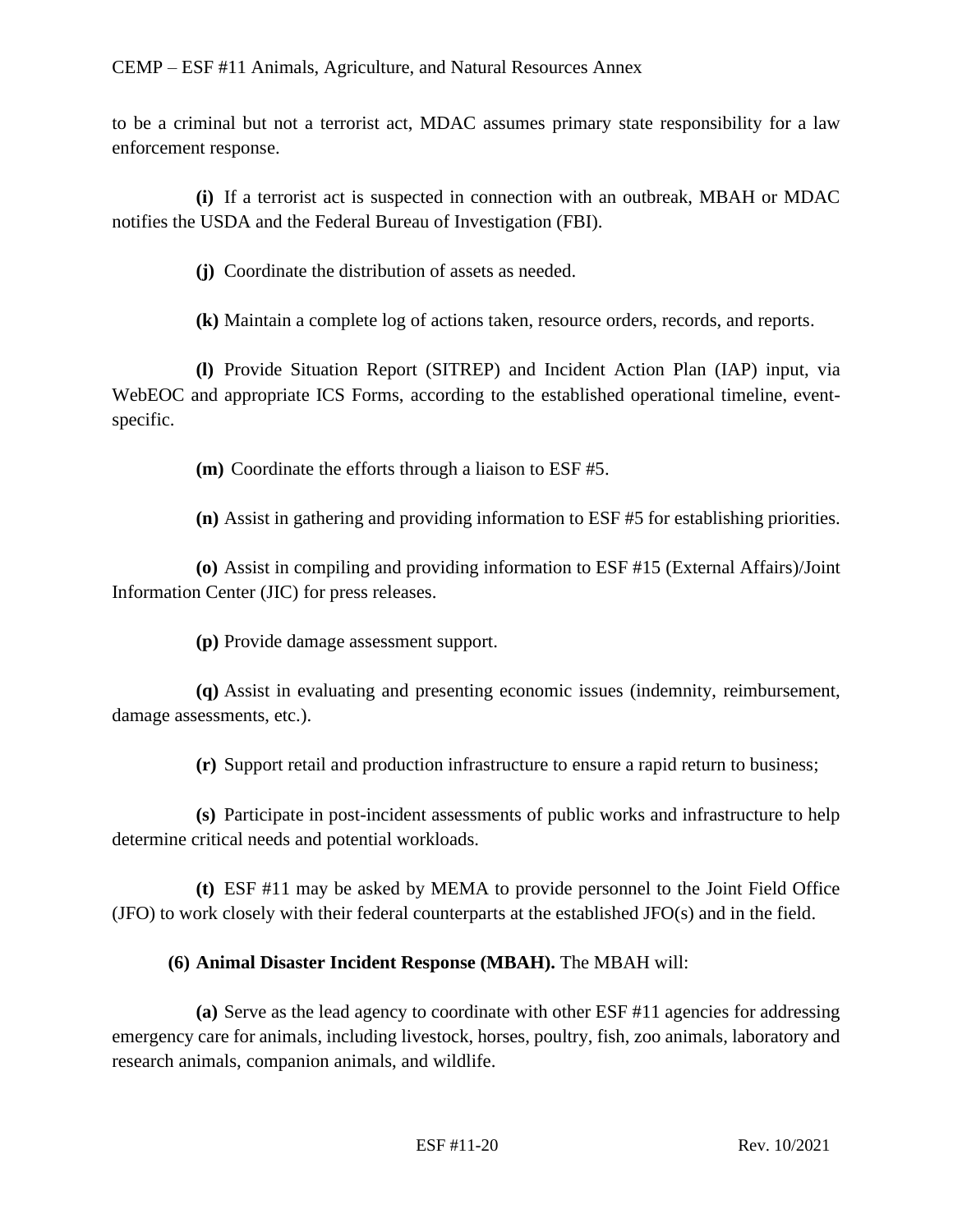to be a criminal but not a terrorist act, MDAC assumes primary state responsibility for a law enforcement response.

**(i)** If a terrorist act is suspected in connection with an outbreak, MBAH or MDAC notifies the USDA and the Federal Bureau of Investigation (FBI).

**(j)** Coordinate the distribution of assets as needed.

**(k)** Maintain a complete log of actions taken, resource orders, records, and reports.

**(l)** Provide Situation Report (SITREP) and Incident Action Plan (IAP) input, via WebEOC and appropriate ICS Forms, according to the established operational timeline, event-specific.

**(m)** Coordinate the efforts through a liaison to ESF #5.

**(n)** Assist in gathering and providing information to ESF #5 for establishing priorities.

**(o)** Assist in compiling and providing information to ESF #15 (External Affairs)/Joint Information Center (JIC) for press releases.

**(p)** Provide damage assessment support.

**(q)** Assist in evaluating and presenting economic issues (indemnity, reimbursement, damage assessments, etc.).

**(r)** Support retail and production infrastructure to ensure a rapid return to business;

**(s)** Participate in post-incident assessments of public works and infrastructure to help determine critical needs and potential workloads.

**(t)** ESF #11 may be asked by MEMA to provide personnel to the Joint Field Office (JFO) to work closely with their federal counterparts at the established JFO(s) and in the field.

**(6) Animal Disaster Incident Response (MBAH).** The MBAH will:

**(a)** Serve as the lead agency to coordinate with other ESF #11 agencies for addressing emergency care for animals, including livestock, horses, poultry, fish, zoo animals, laboratory and research animals, companion animals, and wildlife.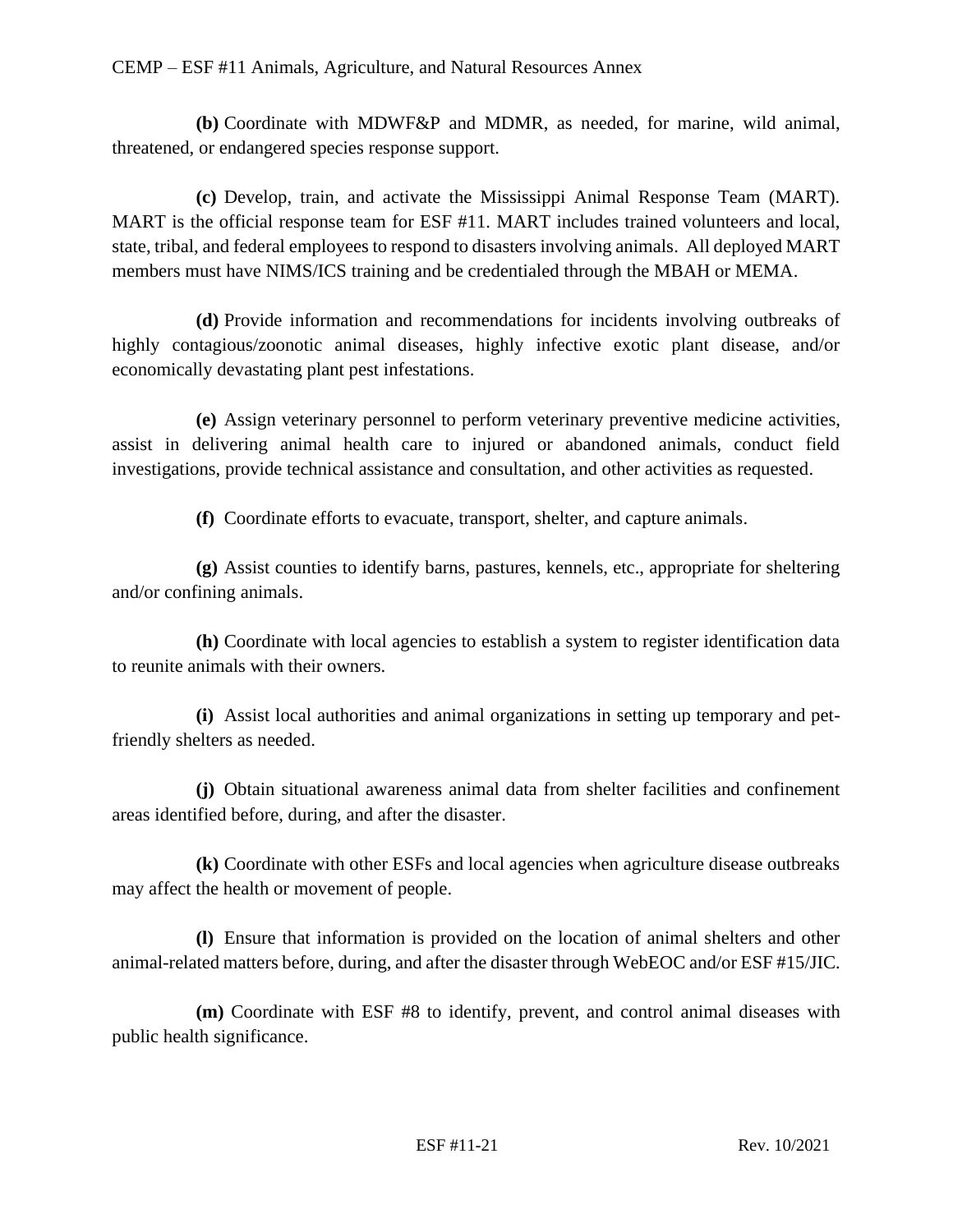**(b)** Coordinate with MDWF&P and MDMR, as needed, for marine, wild animal, threatened, or endangered species response support.

**(c)** Develop, train, and activate the Mississippi Animal Response Team (MART). MART is the official response team for ESF #11. MART includes trained volunteers and local, state, tribal, and federal employees to respond to disasters involving animals. All deployed MART members must have NIMS/ICS training and be credentialed through the MBAH or MEMA.

**(d)** Provide information and recommendations for incidents involving outbreaks of highly contagious/zoonotic animal diseases, highly infective exotic plant disease, and/or economically devastating plant pest infestations.

**(e)** Assign veterinary personnel to perform veterinary preventive medicine activities, assist in delivering animal health care to injured or abandoned animals, conduct field investigations, provide technical assistance and consultation, and other activities as requested.

**(f)** Coordinate efforts to evacuate, transport, shelter, and capture animals.

**(g)** Assist counties to identify barns, pastures, kennels, etc., appropriate for sheltering and/or confining animals.

**(h)** Coordinate with local agencies to establish a system to register identification data to reunite animals with their owners.

**(i)** Assist local authorities and animal organizations in setting up temporary and pet-friendly shelters as needed.

**(j)** Obtain situational awareness animal data from shelter facilities and confinement areas identified before, during, and after the disaster.

**(k)** Coordinate with other ESFs and local agencies when agriculture disease outbreaks may affect the health or movement of people.

**(l)** Ensure that information is provided on the location of animal shelters and other animal-related matters before, during, and after the disaster through WebEOC and/or ESF #15/JIC.

**(m)** Coordinate with ESF #8 to identify, prevent, and control animal diseases with public health significance.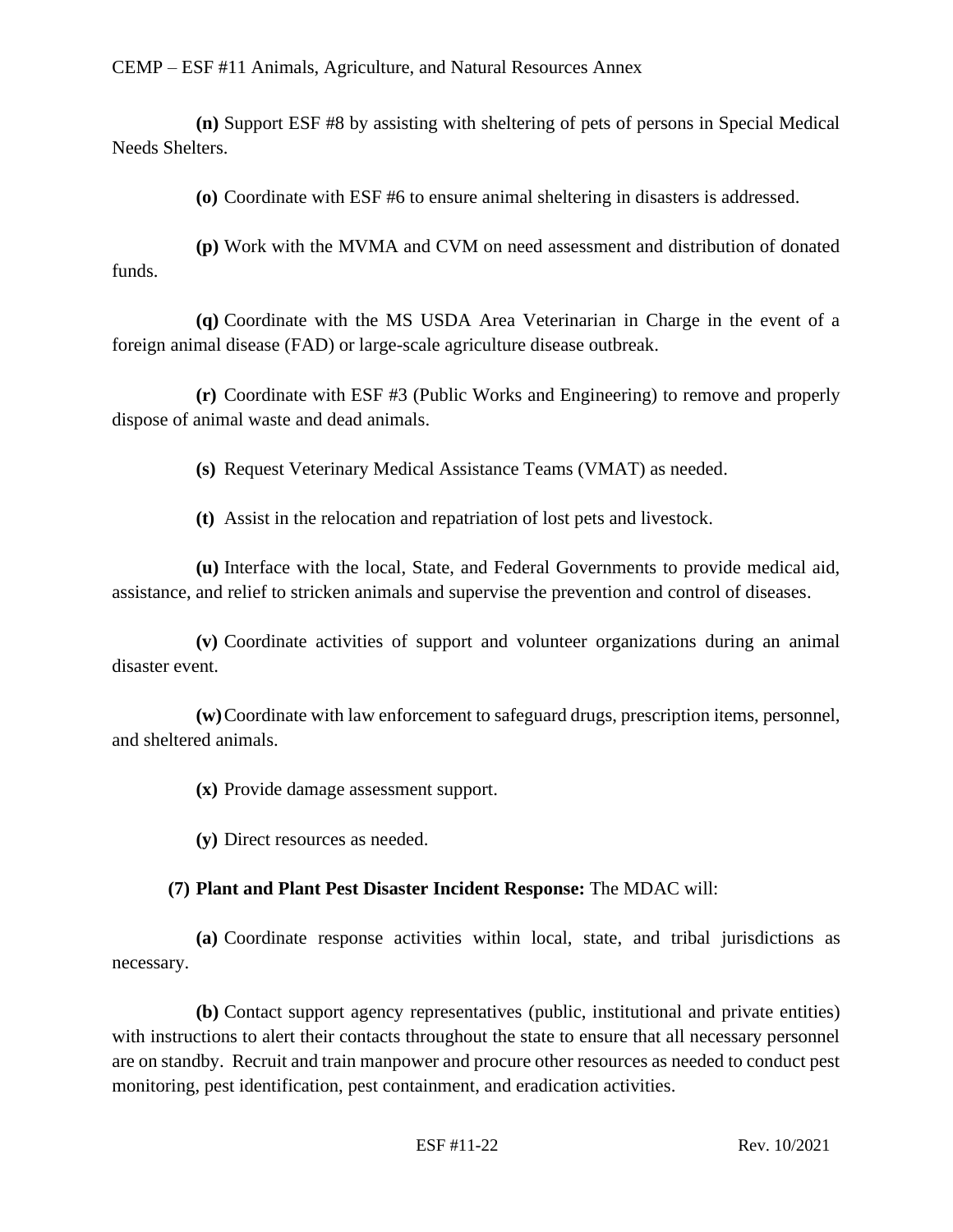**(n)** Support ESF #8 by assisting with sheltering of pets of persons in Special Medical Needs Shelters.

**(o)** Coordinate with ESF #6 to ensure animal sheltering in disasters is addressed.

**(p)** Work with the MVMA and CVM on need assessment and distribution of donated funds.

**(q)** Coordinate with the MS USDA Area Veterinarian in Charge in the event of a foreign animal disease (FAD) or large-scale agriculture disease outbreak.

**(r)** Coordinate with ESF #3 (Public Works and Engineering) to remove and properly dispose of animal waste and dead animals.

**(s)** Request Veterinary Medical Assistance Teams (VMAT) as needed.

**(t)** Assist in the relocation and repatriation of lost pets and livestock.

**(u)** Interface with the local, State, and Federal Governments to provide medical aid, assistance, and relief to stricken animals and supervise the prevention and control of diseases.

**(v)** Coordinate activities of support and volunteer organizations during an animal disaster event.

**(w)** Coordinate with law enforcement to safeguard drugs, prescription items, personnel, and sheltered animals.

**(x)** Provide damage assessment support.

**(y)** Direct resources as needed.

**(7) Plant and Plant Pest Disaster Incident Response:** The MDAC will:

**(a)** Coordinate response activities within local, state, and tribal jurisdictions as necessary.

**(b)** Contact support agency representatives (public, institutional and private entities) with instructions to alert their contacts throughout the state to ensure that all necessary personnel are on standby. Recruit and train manpower and procure other resources as needed to conduct pest monitoring, pest identification, pest containment, and eradication activities.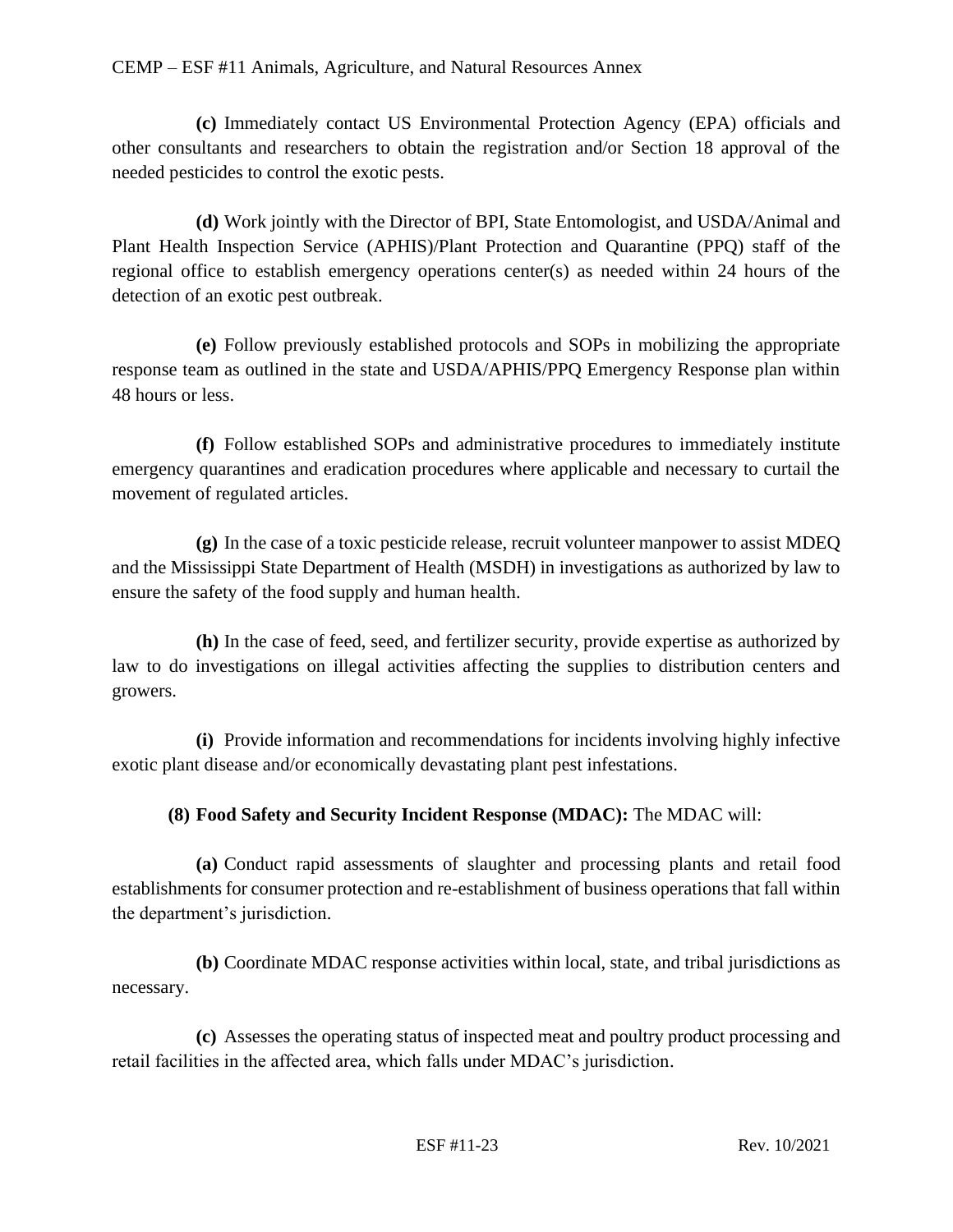**(c)** Immediately contact US Environmental Protection Agency (EPA) officials and other consultants and researchers to obtain the registration and/or Section 18 approval of the needed pesticides to control the exotic pests.

**(d)** Work jointly with the Director of BPI, State Entomologist, and USDA/Animal and Plant Health Inspection Service (APHIS)/Plant Protection and Quarantine (PPQ) staff of the regional office to establish emergency operations center(s) as needed within 24 hours of the detection of an exotic pest outbreak.

**(e)** Follow previously established protocols and SOPs in mobilizing the appropriate response team as outlined in the state and USDA/APHIS/PPQ Emergency Response plan within 48 hours or less.

**(f)** Follow established SOPs and administrative procedures to immediately institute emergency quarantines and eradication procedures where applicable and necessary to curtail the movement of regulated articles.

**(g)** In the case of a toxic pesticide release, recruit volunteer manpower to assist MDEQ and the Mississippi State Department of Health (MSDH) in investigations as authorized by law to ensure the safety of the food supply and human health.

**(h)** In the case of feed, seed, and fertilizer security, provide expertise as authorized by law to do investigations on illegal activities affecting the supplies to distribution centers and growers.

**(i)** Provide information and recommendations for incidents involving highly infective exotic plant disease and/or economically devastating plant pest infestations.

**(8) Food Safety and Security Incident Response (MDAC):** The MDAC will:

**(a)** Conduct rapid assessments of slaughter and processing plants and retail food establishments for consumer protection and re-establishment of business operations that fall within the department's jurisdiction.

**(b)** Coordinate MDAC response activities within local, state, and tribal jurisdictions as necessary.

**(c)** Assesses the operating status of inspected meat and poultry product processing and retail facilities in the affected area, which falls under MDAC's jurisdiction.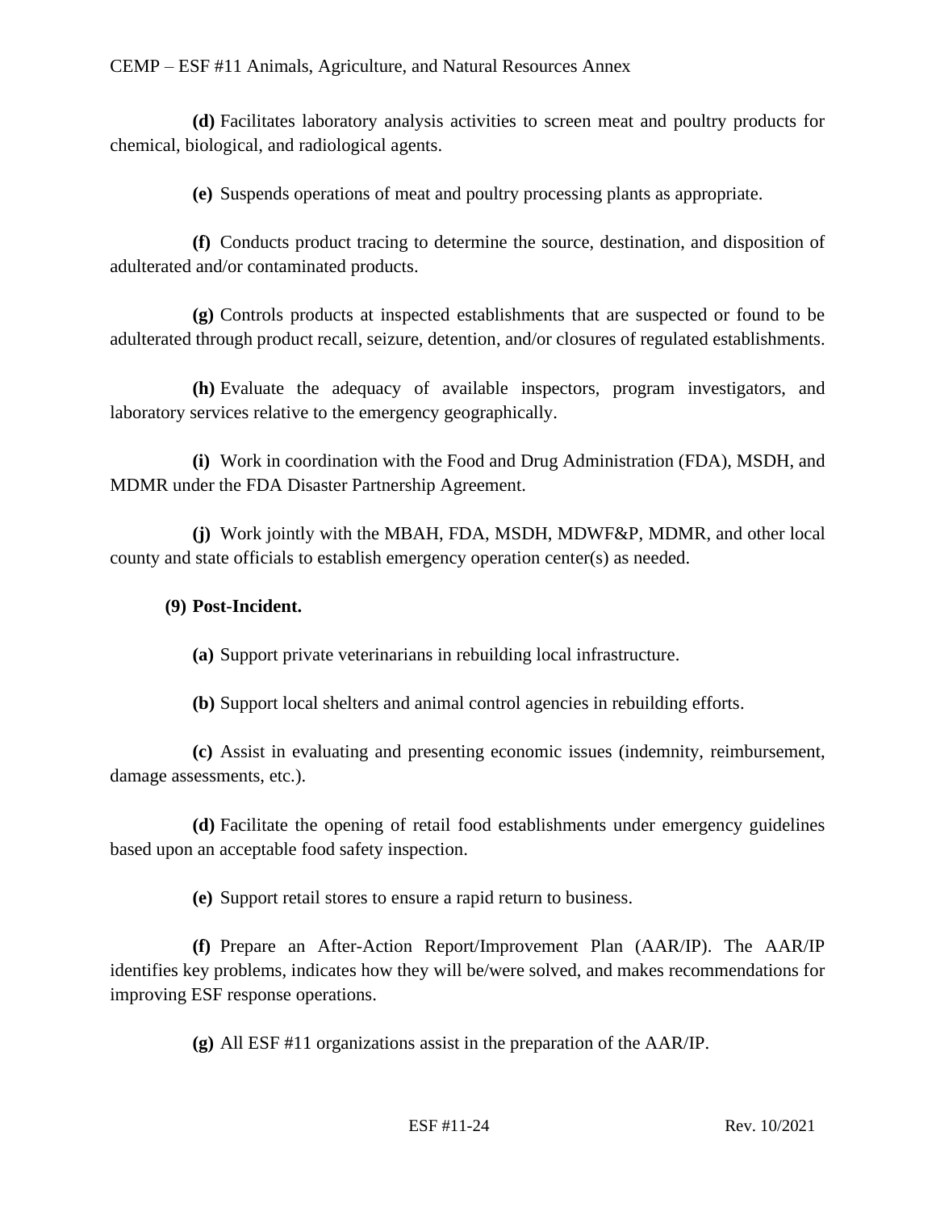**(d)** Facilitates laboratory analysis activities to screen meat and poultry products for chemical, biological, and radiological agents.

**(e)** Suspends operations of meat and poultry processing plants as appropriate.

**(f)** Conducts product tracing to determine the source, destination, and disposition of adulterated and/or contaminated products.

**(g)** Controls products at inspected establishments that are suspected or found to be adulterated through product recall, seizure, detention, and/or closures of regulated establishments.

**(h)** Evaluate the adequacy of available inspectors, program investigators, and laboratory services relative to the emergency geographically.

**(i)** Work in coordination with the Food and Drug Administration (FDA), MSDH, and MDMR under the FDA Disaster Partnership Agreement.

**(j)** Work jointly with the MBAH, FDA, MSDH, MDWF&P, MDMR, and other local county and state officials to establish emergency operation center(s) as needed.

**(9) Post-Incident.**

**(a)** Support private veterinarians in rebuilding local infrastructure.

**(b)** Support local shelters and animal control agencies in rebuilding efforts.

**(c)** Assist in evaluating and presenting economic issues (indemnity, reimbursement, damage assessments, etc.).

**(d)** Facilitate the opening of retail food establishments under emergency guidelines based upon an acceptable food safety inspection.

**(e)** Support retail stores to ensure a rapid return to business.

**(f)** Prepare an After-Action Report/Improvement Plan (AAR/IP). The AAR/IP identifies key problems, indicates how they will be/were solved, and makes recommendations for improving ESF response operations.

**(g)** All ESF #11 organizations assist in the preparation of the AAR/IP.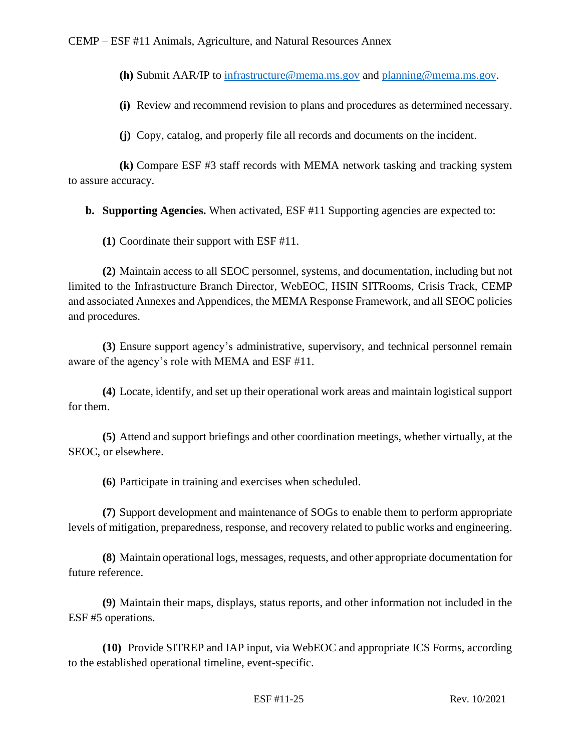**(h)** Submit AAR/IP to infrastructure@mema.ms.gov and planning@mema.ms.gov.

**(i)** Review and recommend revision to plans and procedures as determined necessary.

**(j)** Copy, catalog, and properly file all records and documents on the incident.

**(k)** Compare ESF #3 staff records with MEMA network tasking and tracking system to assure accuracy.

**b. Supporting Agencies.** When activated, ESF #11 Supporting agencies are expected to:

**(1)** Coordinate their support with ESF #11.

**(2)** Maintain access to all SEOC personnel, systems, and documentation, including but not limited to the Infrastructure Branch Director, WebEOC, HSIN SITRooms, Crisis Track, CEMP and associated Annexes and Appendices, the MEMA Response Framework, and all SEOC policies and procedures.

**(3)** Ensure support agency's administrative, supervisory, and technical personnel remain aware of the agency's role with MEMA and ESF #11.

**(4)** Locate, identify, and set up their operational work areas and maintain logistical support for them.

**(5)** Attend and support briefings and other coordination meetings, whether virtually, at the SEOC, or elsewhere.

**(6)** Participate in training and exercises when scheduled.

**(7)** Support development and maintenance of SOGs to enable them to perform appropriate levels of mitigation, preparedness, response, and recovery related to public works and engineering.

**(8)** Maintain operational logs, messages, requests, and other appropriate documentation for future reference.

**(9)** Maintain their maps, displays, status reports, and other information not included in the ESF #5 operations.

**(10)** Provide SITREP and IAP input, via WebEOC and appropriate ICS Forms, according to the established operational timeline, event-specific.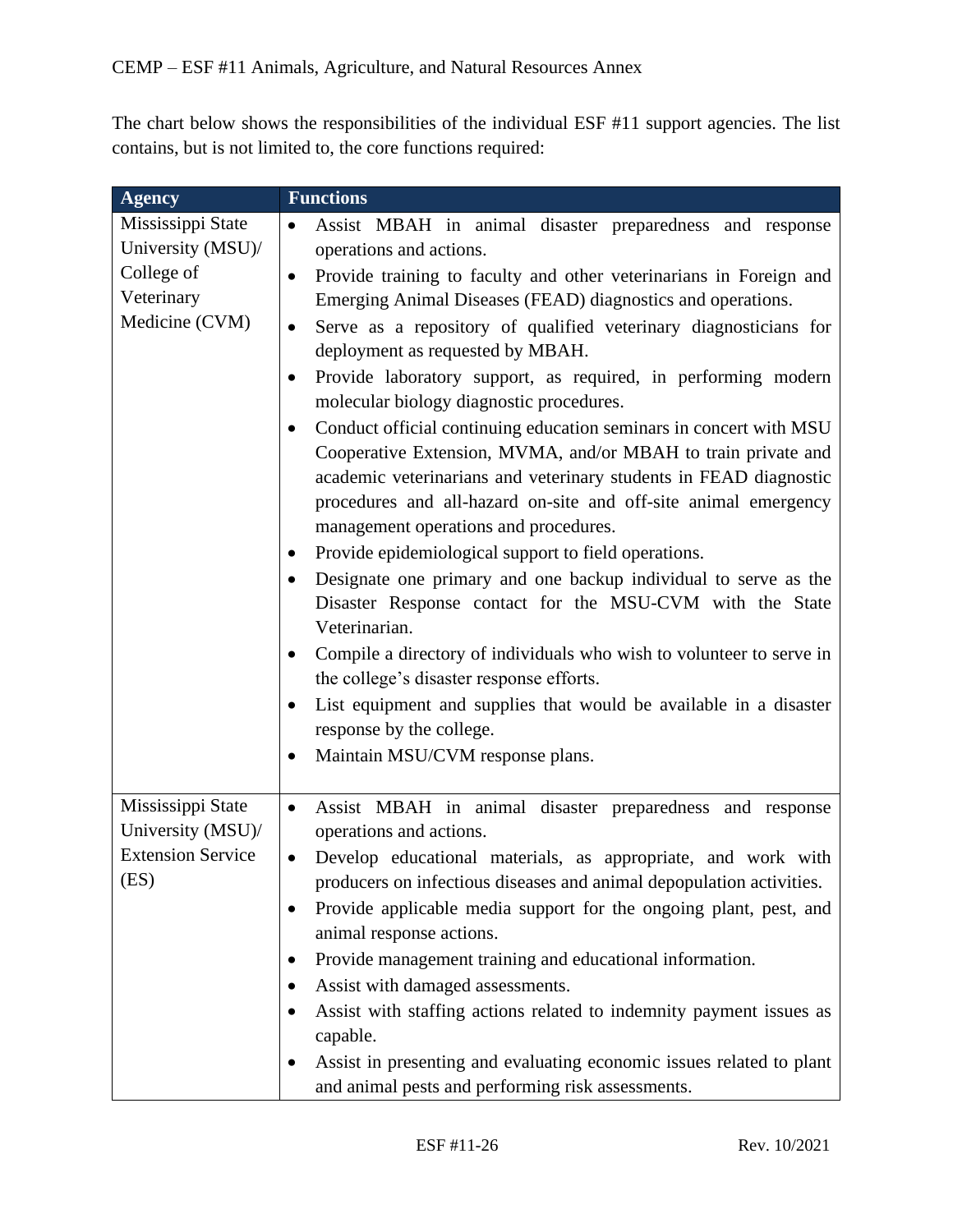The chart below shows the responsibilities of the individual ESF #11 support agencies. The list contains, but is not limited to, the core functions required:

| Agency | Functions |
| --- | --- |
| Mississippi State University (MSU)/ College of Veterinary Medicine (CVM) | • Assist MBAH in animal disaster preparedness and response operations and actions.<br>• Provide training to faculty and other veterinarians in Foreign and Emerging Animal Diseases (FEAD) diagnostics and operations.<br>• Serve as a repository of qualified veterinary diagnosticians for deployment as requested by MBAH.<br>• Provide laboratory support, as required, in performing modern molecular biology diagnostic procedures.<br>• Conduct official continuing education seminars in concert with MSU Cooperative Extension, MVMA, and/or MBAH to train private and academic veterinarians and veterinary students in FEAD diagnostic procedures and all-hazard on-site and off-site animal emergency management operations and procedures.<br>• Provide epidemiological support to field operations.<br>• Designate one primary and one backup individual to serve as the Disaster Response contact for the MSU-CVM with the State Veterinarian.<br>• Compile a directory of individuals who wish to volunteer to serve in the college's disaster response efforts.<br>• List equipment and supplies that would be available in a disaster response by the college.<br>• Maintain MSU/CVM response plans. |
| Mississippi State University (MSU)/ Extension Service (ES) | • Assist MBAH in animal disaster preparedness and response operations and actions.<br>• Develop educational materials, as appropriate, and work with producers on infectious diseases and animal depopulation activities.<br>• Provide applicable media support for the ongoing plant, pest, and animal response actions.<br>• Provide management training and educational information.<br>• Assist with damaged assessments.<br>• Assist with staffing actions related to indemnity payment issues as capable.<br>• Assist in presenting and evaluating economic issues related to plant and animal pests and performing risk assessments. |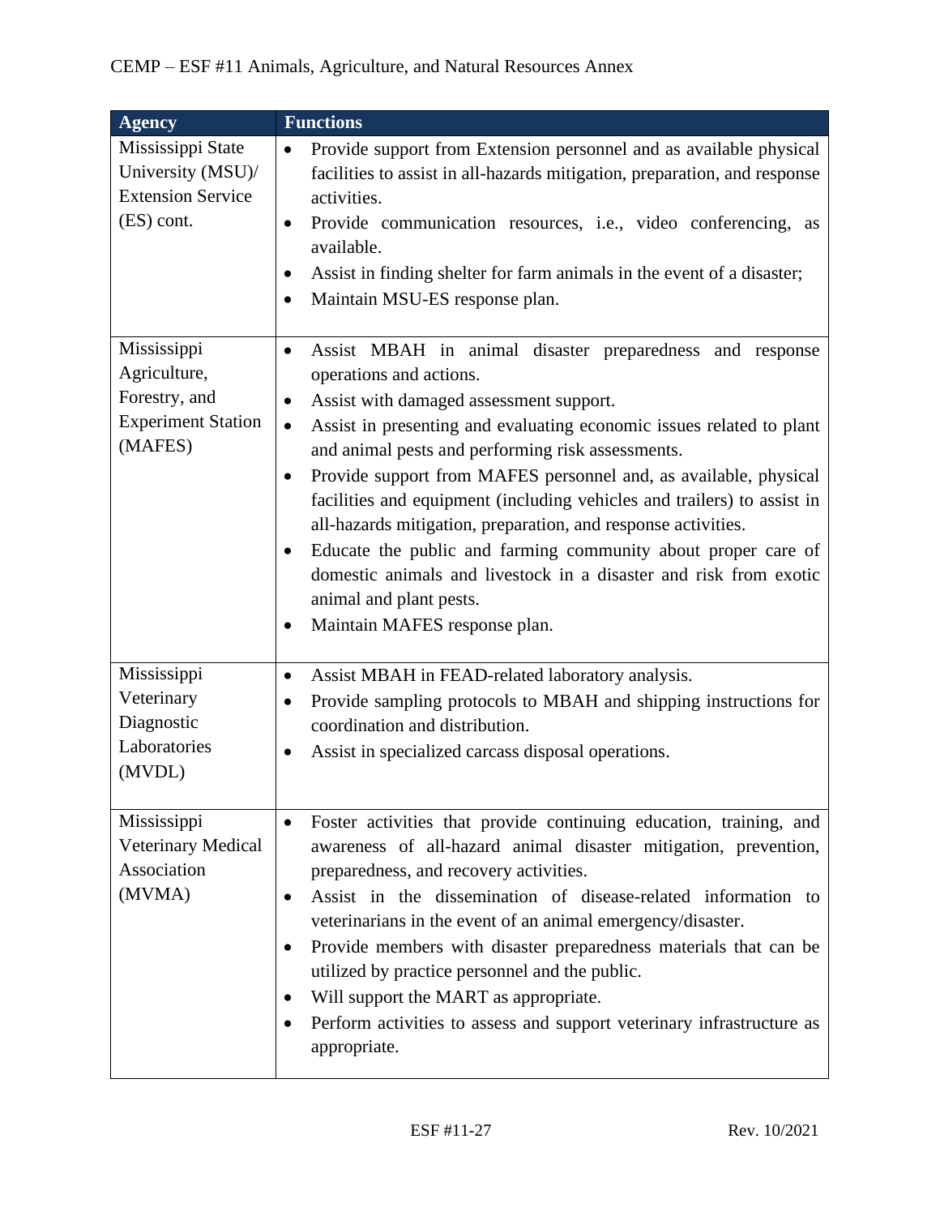| Agency | Functions |
|---|---|
| Mississippi State University (MSU)/ Extension Service (ES) cont. | • Provide support from Extension personnel and as available physical facilities to assist in all-hazards mitigation, preparation, and response activities.<br>• Provide communication resources, i.e., video conferencing, as available.<br>• Assist in finding shelter for farm animals in the event of a disaster;<br>• Maintain MSU-ES response plan. |
| Mississippi Agriculture, Forestry, and Experiment Station (MAFES) | • Assist MBAH in animal disaster preparedness and response operations and actions.<br>• Assist with damaged assessment support.<br>• Assist in presenting and evaluating economic issues related to plant and animal pests and performing risk assessments.<br>• Provide support from MAFES personnel and, as available, physical facilities and equipment (including vehicles and trailers) to assist in all-hazards mitigation, preparation, and response activities.<br>• Educate the public and farming community about proper care of domestic animals and livestock in a disaster and risk from exotic animal and plant pests.<br>• Maintain MAFES response plan. |
| Mississippi Veterinary Diagnostic Laboratories (MVDL) | • Assist MBAH in FEAD-related laboratory analysis.<br>• Provide sampling protocols to MBAH and shipping instructions for coordination and distribution.<br>• Assist in specialized carcass disposal operations. |
| Mississippi Veterinary Medical Association (MVMA) | • Foster activities that provide continuing education, training, and awareness of all-hazard animal disaster mitigation, prevention, preparedness, and recovery activities.<br>• Assist in the dissemination of disease-related information to veterinarians in the event of an animal emergency/disaster.<br>• Provide members with disaster preparedness materials that can be utilized by practice personnel and the public.<br>• Will support the MART as appropriate.<br>• Perform activities to assess and support veterinary infrastructure as appropriate. |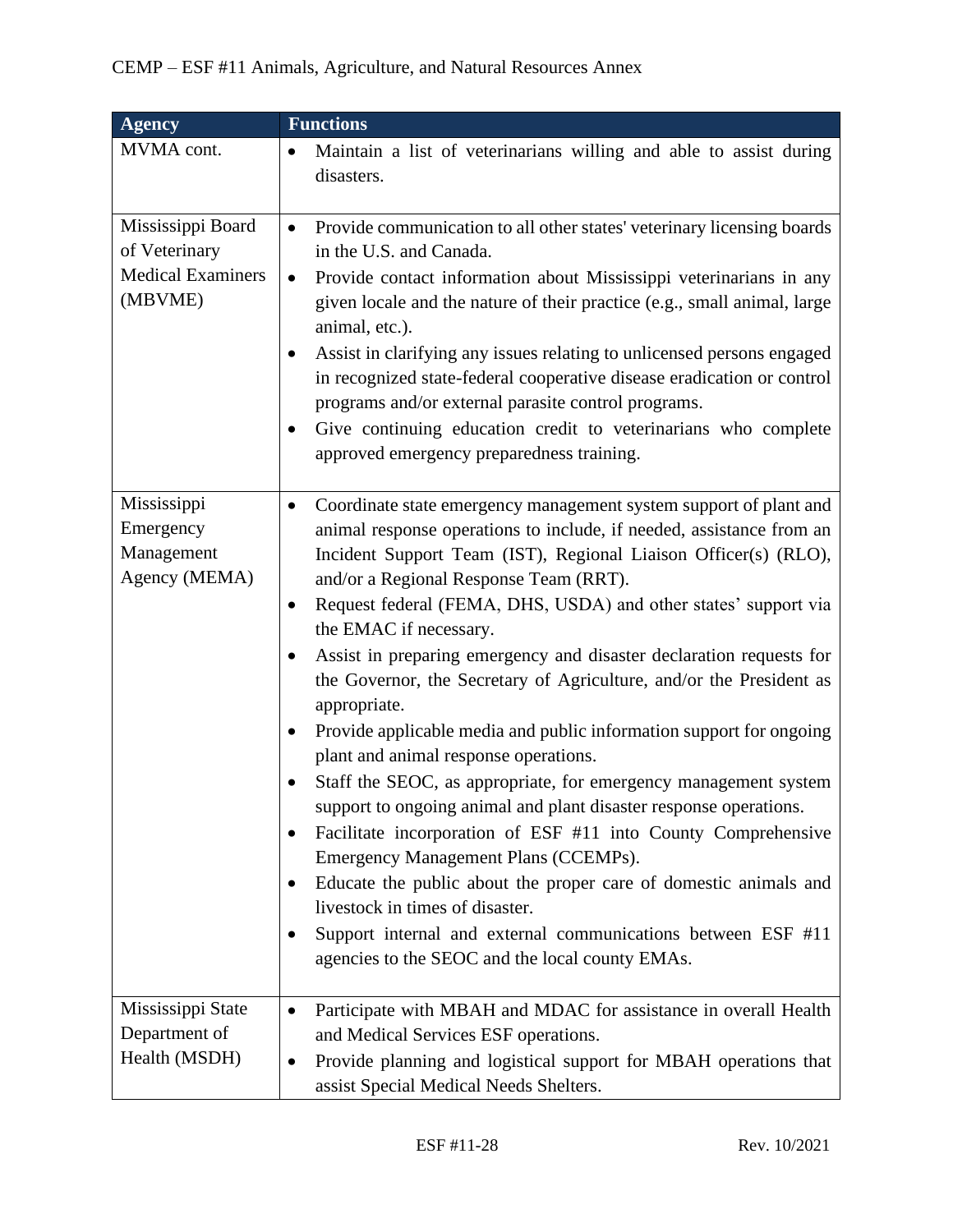| Agency | Functions |
|---|---|
| MVMA cont. | • Maintain a list of veterinarians willing and able to assist during disasters. |
| Mississippi Board of Veterinary Medical Examiners (MBVME) | • Provide communication to all other states' veterinary licensing boards in the U.S. and Canada.<br>• Provide contact information about Mississippi veterinarians in any given locale and the nature of their practice (e.g., small animal, large animal, etc.).<br>• Assist in clarifying any issues relating to unlicensed persons engaged in recognized state-federal cooperative disease eradication or control programs and/or external parasite control programs.<br>• Give continuing education credit to veterinarians who complete approved emergency preparedness training. |
| Mississippi Emergency Management Agency (MEMA) | • Coordinate state emergency management system support of plant and animal response operations to include, if needed, assistance from an Incident Support Team (IST), Regional Liaison Officer(s) (RLO), and/or a Regional Response Team (RRT).<br>• Request federal (FEMA, DHS, USDA) and other states' support via the EMAC if necessary.<br>• Assist in preparing emergency and disaster declaration requests for the Governor, the Secretary of Agriculture, and/or the President as appropriate.<br>• Provide applicable media and public information support for ongoing plant and animal response operations.<br>• Staff the SEOC, as appropriate, for emergency management system support to ongoing animal and plant disaster response operations.<br>• Facilitate incorporation of ESF #11 into County Comprehensive Emergency Management Plans (CCEMPs).<br>• Educate the public about the proper care of domestic animals and livestock in times of disaster.<br>• Support internal and external communications between ESF #11 agencies to the SEOC and the local county EMAs. |
| Mississippi State Department of Health (MSDH) | • Participate with MBAH and MDAC for assistance in overall Health and Medical Services ESF operations.<br>• Provide planning and logistical support for MBAH operations that assist Special Medical Needs Shelters. |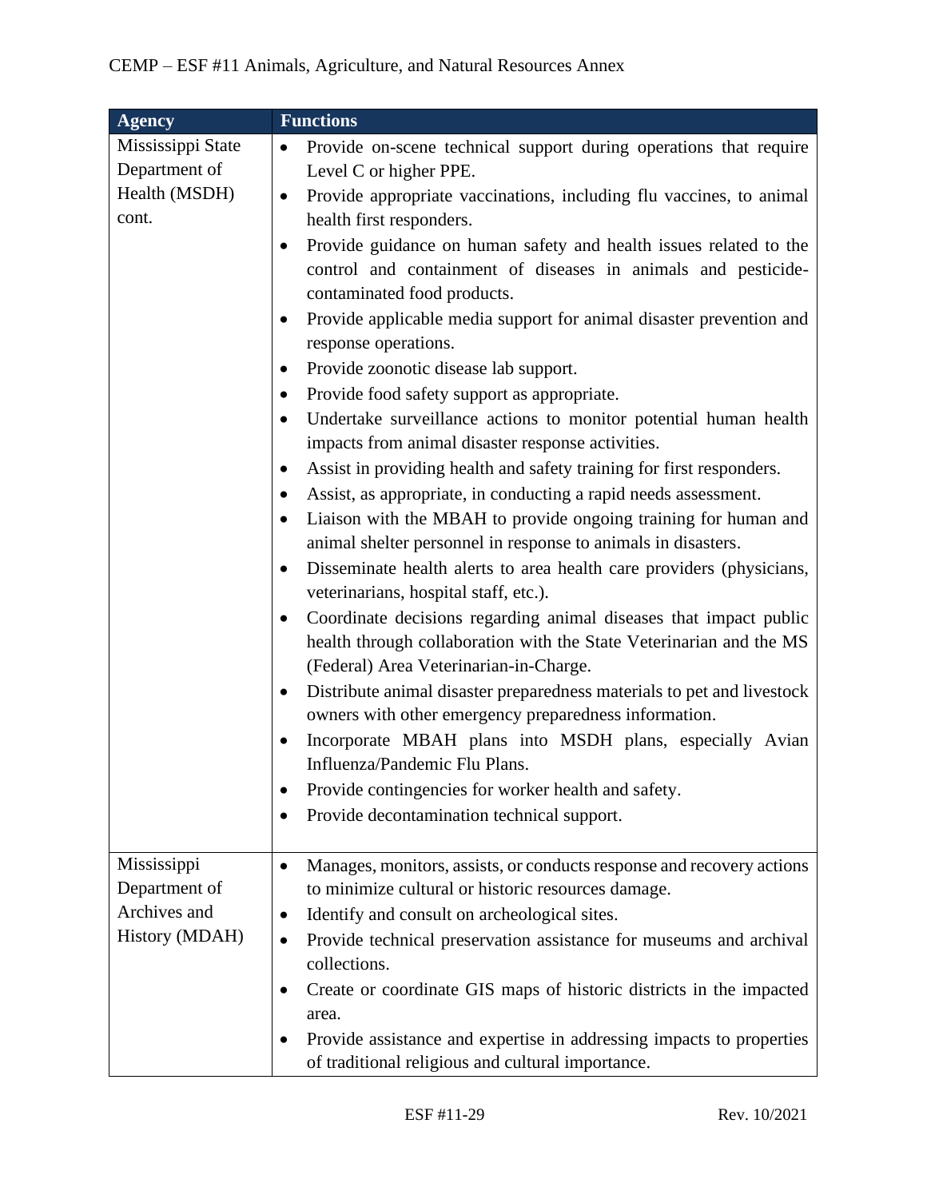| Agency | Functions |
|---|---|
| Mississippi State Department of Health (MSDH) cont. | • Provide on-scene technical support during operations that require Level C or higher PPE.<br>• Provide appropriate vaccinations, including flu vaccines, to animal health first responders.<br>• Provide guidance on human safety and health issues related to the control and containment of diseases in animals and pesticide-contaminated food products.<br>• Provide applicable media support for animal disaster prevention and response operations.<br>• Provide zoonotic disease lab support.<br>• Provide food safety support as appropriate.<br>• Undertake surveillance actions to monitor potential human health impacts from animal disaster response activities.<br>• Assist in providing health and safety training for first responders.<br>• Assist, as appropriate, in conducting a rapid needs assessment.<br>• Liaison with the MBAH to provide ongoing training for human and animal shelter personnel in response to animals in disasters.<br>• Disseminate health alerts to area health care providers (physicians, veterinarians, hospital staff, etc.).<br>• Coordinate decisions regarding animal diseases that impact public health through collaboration with the State Veterinarian and the MS (Federal) Area Veterinarian-in-Charge.<br>• Distribute animal disaster preparedness materials to pet and livestock owners with other emergency preparedness information.<br>• Incorporate MBAH plans into MSDH plans, especially Avian Influenza/Pandemic Flu Plans.<br>• Provide contingencies for worker health and safety.<br>• Provide decontamination technical support. |
| Mississippi Department of Archives and History (MDAH) | • Manages, monitors, assists, or conducts response and recovery actions to minimize cultural or historic resources damage.<br>• Identify and consult on archeological sites.<br>• Provide technical preservation assistance for museums and archival collections.<br>• Create or coordinate GIS maps of historic districts in the impacted area.<br>• Provide assistance and expertise in addressing impacts to properties of traditional religious and cultural importance. |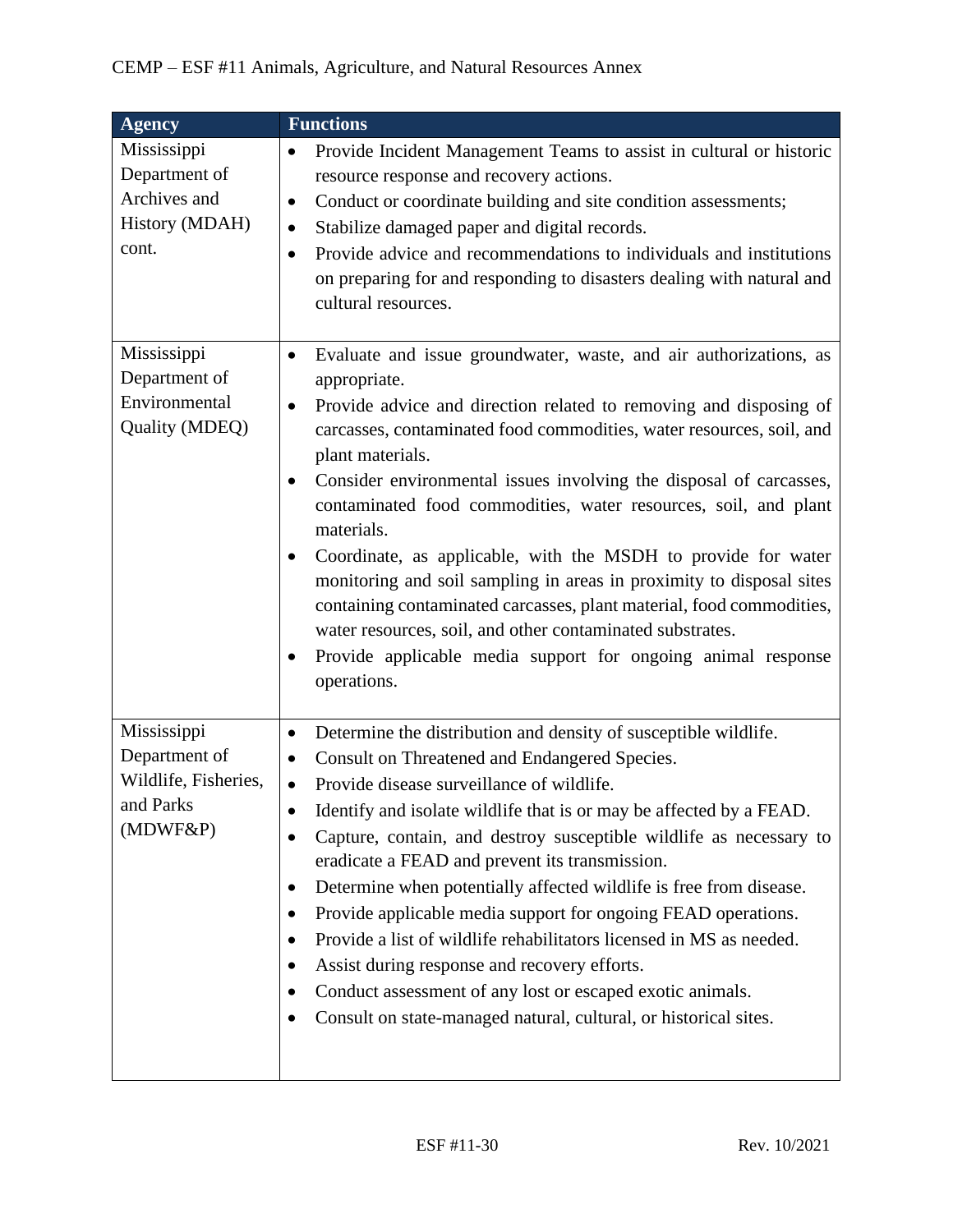| Agency | Functions |
|---|---|
| Mississippi Department of Archives and History (MDAH) cont. | • Provide Incident Management Teams to assist in cultural or historic resource response and recovery actions.<br>• Conduct or coordinate building and site condition assessments;<br>• Stabilize damaged paper and digital records.<br>• Provide advice and recommendations to individuals and institutions on preparing for and responding to disasters dealing with natural and cultural resources. |
| Mississippi Department of Environmental Quality (MDEQ) | • Evaluate and issue groundwater, waste, and air authorizations, as appropriate.<br>• Provide advice and direction related to removing and disposing of carcasses, contaminated food commodities, water resources, soil, and plant materials.<br>• Consider environmental issues involving the disposal of carcasses, contaminated food commodities, water resources, soil, and plant materials.<br>• Coordinate, as applicable, with the MSDH to provide for water monitoring and soil sampling in areas in proximity to disposal sites containing contaminated carcasses, plant material, food commodities, water resources, soil, and other contaminated substrates.<br>• Provide applicable media support for ongoing animal response operations. |
| Mississippi Department of Wildlife, Fisheries, and Parks (MDWF&P) | • Determine the distribution and density of susceptible wildlife.<br>• Consult on Threatened and Endangered Species.<br>• Provide disease surveillance of wildlife.<br>• Identify and isolate wildlife that is or may be affected by a FEAD.<br>• Capture, contain, and destroy susceptible wildlife as necessary to eradicate a FEAD and prevent its transmission.<br>• Determine when potentially affected wildlife is free from disease.<br>• Provide applicable media support for ongoing FEAD operations.<br>• Provide a list of wildlife rehabilitators licensed in MS as needed.<br>• Assist during response and recovery efforts.<br>• Conduct assessment of any lost or escaped exotic animals.<br>• Consult on state-managed natural, cultural, or historical sites. |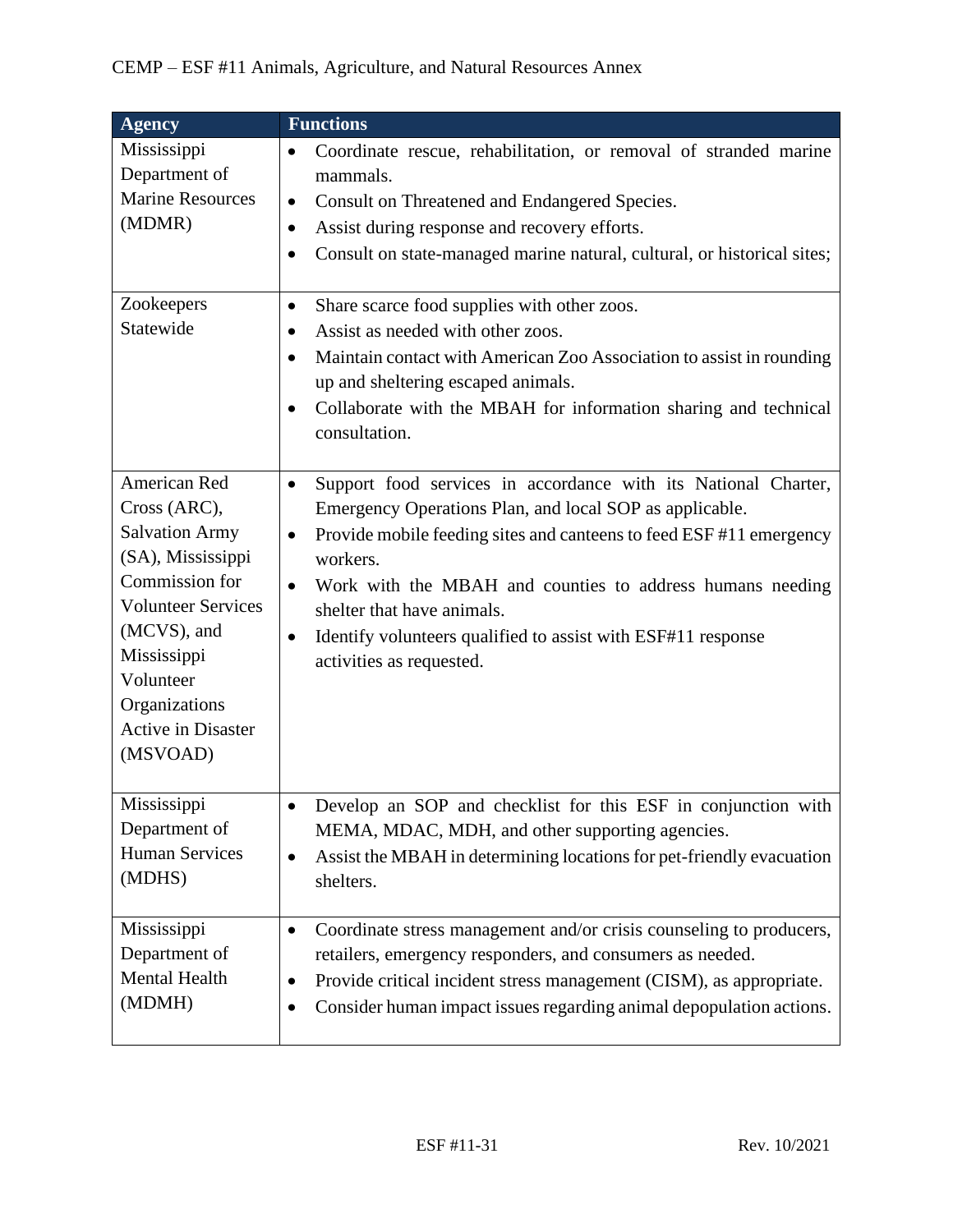| Agency | Functions |
| --- | --- |
| Mississippi Department of Marine Resources (MDMR) | • Coordinate rescue, rehabilitation, or removal of stranded marine mammals.<br>• Consult on Threatened and Endangered Species.<br>• Assist during response and recovery efforts.<br>• Consult on state-managed marine natural, cultural, or historical sites; |
| Zookeepers Statewide | • Share scarce food supplies with other zoos.<br>• Assist as needed with other zoos.<br>• Maintain contact with American Zoo Association to assist in rounding up and sheltering escaped animals.<br>• Collaborate with the MBAH for information sharing and technical consultation. |
| American Red Cross (ARC), Salvation Army (SA), Mississippi Commission for Volunteer Services (MCVS), and Mississippi Volunteer Organizations Active in Disaster (MSVOAD) | • Support food services in accordance with its National Charter, Emergency Operations Plan, and local SOP as applicable.<br>• Provide mobile feeding sites and canteens to feed ESF #11 emergency workers.<br>• Work with the MBAH and counties to address humans needing shelter that have animals.<br>• Identify volunteers qualified to assist with ESF#11 response activities as requested. |
| Mississippi Department of Human Services (MDHS) | • Develop an SOP and checklist for this ESF in conjunction with MEMA, MDAC, MDH, and other supporting agencies.<br>• Assist the MBAH in determining locations for pet-friendly evacuation shelters. |
| Mississippi Department of Mental Health (MDMH) | • Coordinate stress management and/or crisis counseling to producers, retailers, emergency responders, and consumers as needed.<br>• Provide critical incident stress management (CISM), as appropriate.<br>• Consider human impact issues regarding animal depopulation actions. |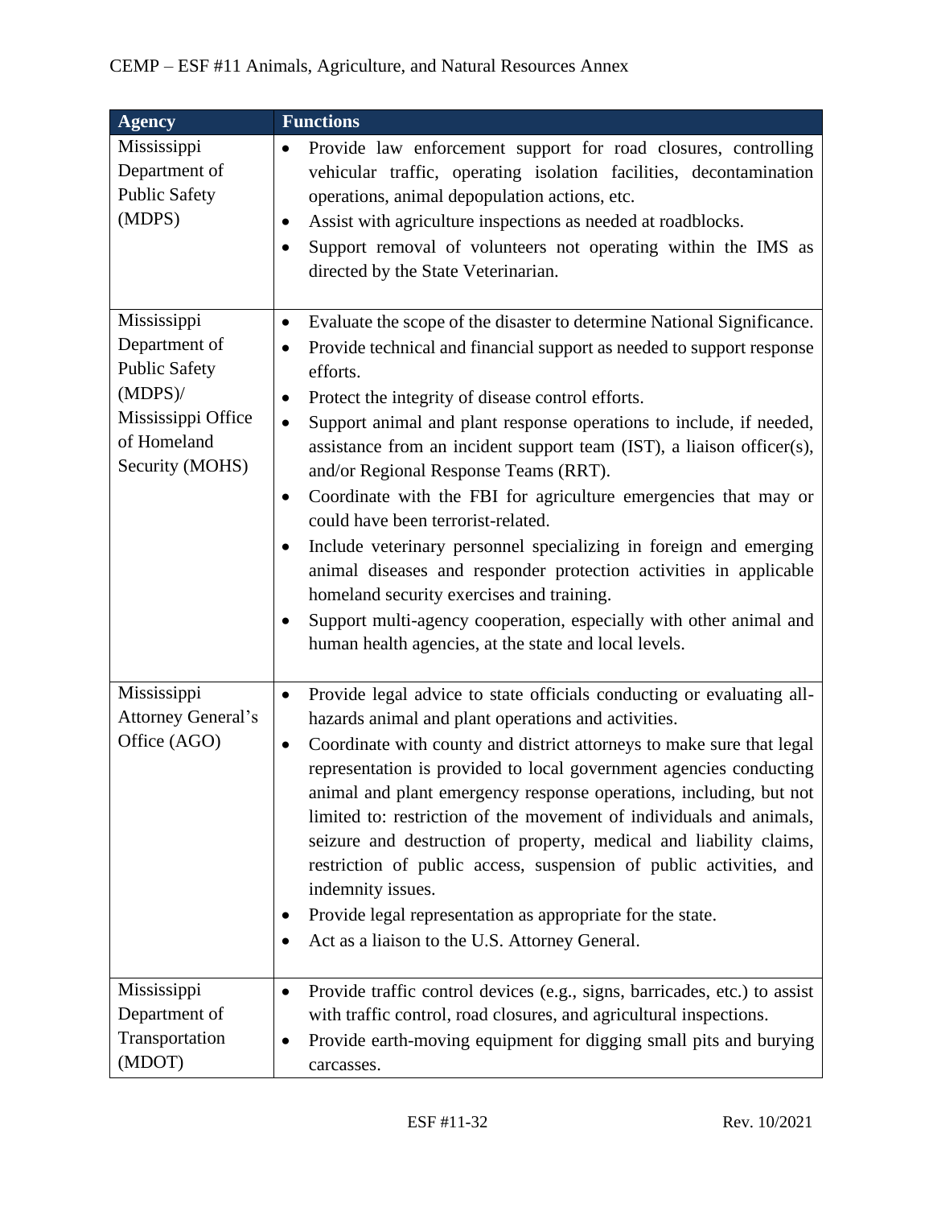| Agency | Functions |
|---|---|
| Mississippi Department of Public Safety (MDPS) | • Provide law enforcement support for road closures, controlling vehicular traffic, operating isolation facilities, decontamination operations, animal depopulation actions, etc.<br>• Assist with agriculture inspections as needed at roadblocks.<br>• Support removal of volunteers not operating within the IMS as directed by the State Veterinarian. |
| Mississippi Department of Public Safety (MDPS)/ Mississippi Office of Homeland Security (MOHS) | • Evaluate the scope of the disaster to determine National Significance.<br>• Provide technical and financial support as needed to support response efforts.<br>• Protect the integrity of disease control efforts.<br>• Support animal and plant response operations to include, if needed, assistance from an incident support team (IST), a liaison officer(s), and/or Regional Response Teams (RRT).<br>• Coordinate with the FBI for agriculture emergencies that may or could have been terrorist-related.<br>• Include veterinary personnel specializing in foreign and emerging animal diseases and responder protection activities in applicable homeland security exercises and training.<br>• Support multi-agency cooperation, especially with other animal and human health agencies, at the state and local levels. |
| Mississippi Attorney General's Office (AGO) | • Provide legal advice to state officials conducting or evaluating all-hazards animal and plant operations and activities.<br>• Coordinate with county and district attorneys to make sure that legal representation is provided to local government agencies conducting animal and plant emergency response operations, including, but not limited to: restriction of the movement of individuals and animals, seizure and destruction of property, medical and liability claims, restriction of public access, suspension of public activities, and indemnity issues.<br>• Provide legal representation as appropriate for the state.<br>• Act as a liaison to the U.S. Attorney General. |
| Mississippi Department of Transportation (MDOT) | • Provide traffic control devices (e.g., signs, barricades, etc.) to assist with traffic control, road closures, and agricultural inspections.<br>• Provide earth-moving equipment for digging small pits and burying carcasses. |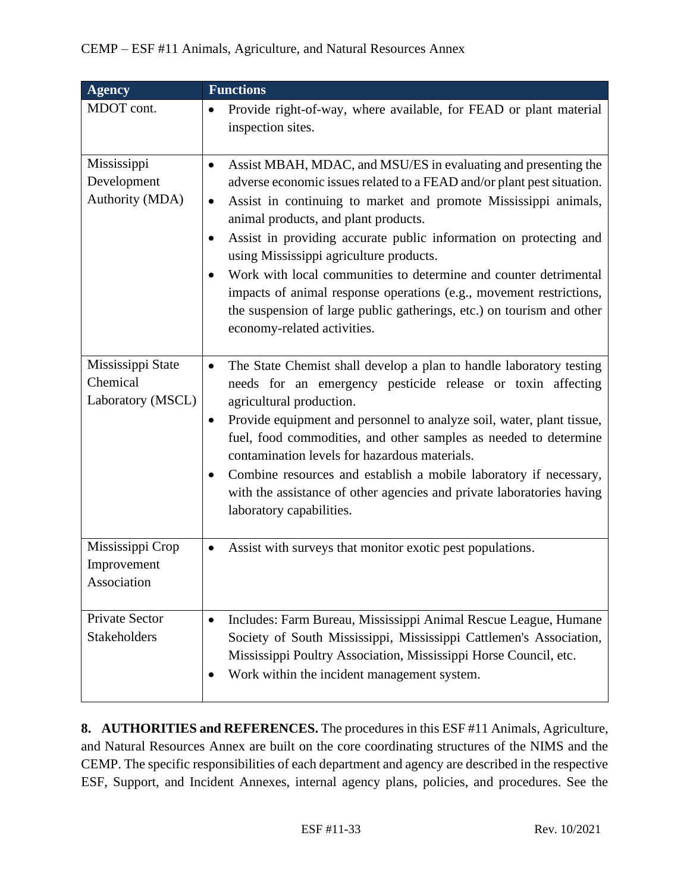| Agency | Functions |
| --- | --- |
| MDOT cont. | • Provide right-of-way, where available, for FEAD or plant material inspection sites. |
| Mississippi Development Authority (MDA) | • Assist MBAH, MDAC, and MSU/ES in evaluating and presenting the adverse economic issues related to a FEAD and/or plant pest situation.<br>• Assist in continuing to market and promote Mississippi animals, animal products, and plant products.<br>• Assist in providing accurate public information on protecting and using Mississippi agriculture products.<br>• Work with local communities to determine and counter detrimental impacts of animal response operations (e.g., movement restrictions, the suspension of large public gatherings, etc.) on tourism and other economy-related activities. |
| Mississippi State Chemical Laboratory (MSCL) | • The State Chemist shall develop a plan to handle laboratory testing needs for an emergency pesticide release or toxin affecting agricultural production.<br>• Provide equipment and personnel to analyze soil, water, plant tissue, fuel, food commodities, and other samples as needed to determine contamination levels for hazardous materials.<br>• Combine resources and establish a mobile laboratory if necessary, with the assistance of other agencies and private laboratories having laboratory capabilities. |
| Mississippi Crop Improvement Association | • Assist with surveys that monitor exotic pest populations. |
| Private Sector Stakeholders | • Includes: Farm Bureau, Mississippi Animal Rescue League, Humane Society of South Mississippi, Mississippi Cattlemen's Association, Mississippi Poultry Association, Mississippi Horse Council, etc.<br>• Work within the incident management system. |

**8. AUTHORITIES and REFERENCES.** The procedures in this ESF #11 Animals, Agriculture, and Natural Resources Annex are built on the core coordinating structures of the NIMS and the CEMP. The specific responsibilities of each department and agency are described in the respective ESF, Support, and Incident Annexes, internal agency plans, policies, and procedures. See the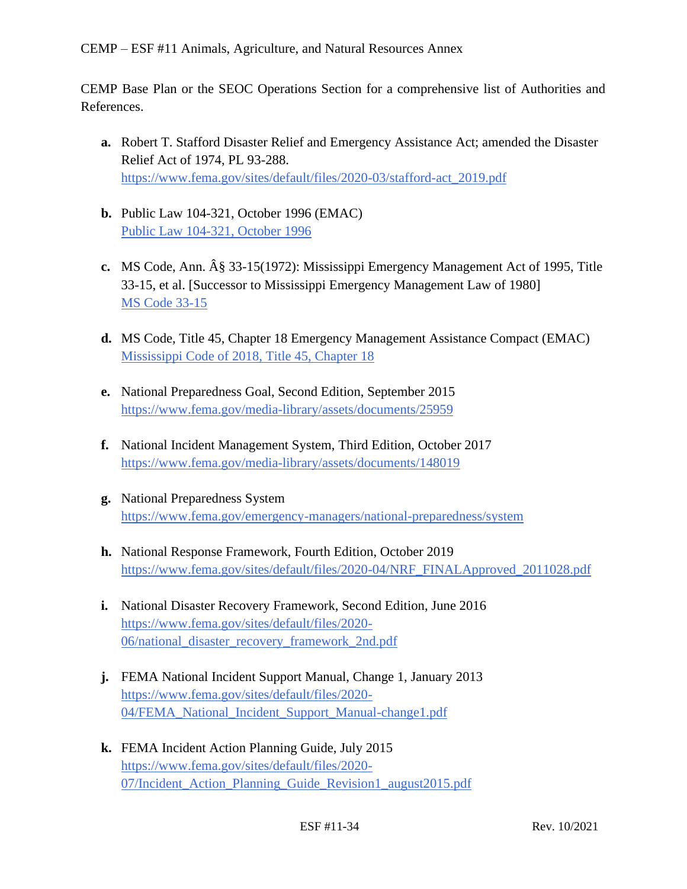CEMP Base Plan or the SEOC Operations Section for a comprehensive list of Authorities and References.

- **a.** Robert T. Stafford Disaster Relief and Emergency Assistance Act; amended the Disaster Relief Act of 1974, PL 93-288.
  https://www.fema.gov/sites/default/files/2020-03/stafford-act_2019.pdf

- **b.** Public Law 104-321, October 1996 (EMAC)
  Public Law 104-321, October 1996

- **c.** MS Code, Ann. Â§ 33-15(1972): Mississippi Emergency Management Act of 1995, Title 33-15, et al. [Successor to Mississippi Emergency Management Law of 1980]
  MS Code 33-15

- **d.** MS Code, Title 45, Chapter 18 Emergency Management Assistance Compact (EMAC)
  Mississippi Code of 2018, Title 45, Chapter 18

- **e.** National Preparedness Goal, Second Edition, September 2015
  https://www.fema.gov/media-library/assets/documents/25959

- **f.** National Incident Management System, Third Edition, October 2017
  https://www.fema.gov/media-library/assets/documents/148019

- **g.** National Preparedness System
  https://www.fema.gov/emergency-managers/national-preparedness/system

- **h.** National Response Framework, Fourth Edition, October 2019
  https://www.fema.gov/sites/default/files/2020-04/NRF_FINALApproved_2011028.pdf

- **i.** National Disaster Recovery Framework, Second Edition, June 2016
  https://www.fema.gov/sites/default/files/2020-06/national_disaster_recovery_framework_2nd.pdf

- **j.** FEMA National Incident Support Manual, Change 1, January 2013
  https://www.fema.gov/sites/default/files/2020-04/FEMA_National_Incident_Support_Manual-change1.pdf

- **k.** FEMA Incident Action Planning Guide, July 2015
  https://www.fema.gov/sites/default/files/2020-07/Incident_Action_Planning_Guide_Revision1_august2015.pdf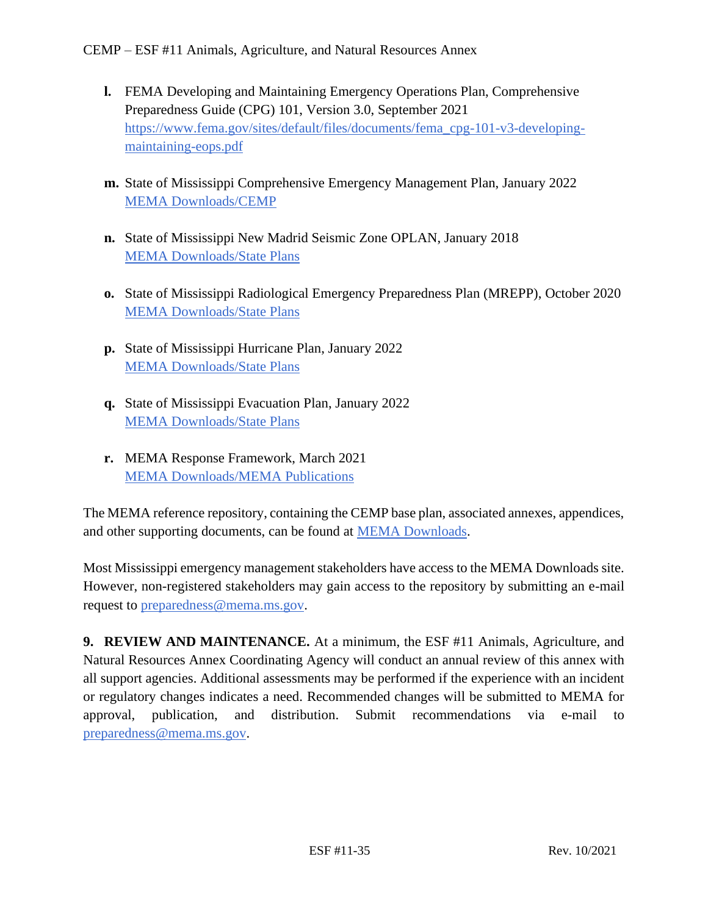**l.** FEMA Developing and Maintaining Emergency Operations Plan, Comprehensive Preparedness Guide (CPG) 101, Version 3.0, September 2021
https://www.fema.gov/sites/default/files/documents/fema_cpg-101-v3-developing-maintaining-eops.pdf

**m.** State of Mississippi Comprehensive Emergency Management Plan, January 2022
MEMA Downloads/CEMP

**n.** State of Mississippi New Madrid Seismic Zone OPLAN, January 2018
MEMA Downloads/State Plans

**o.** State of Mississippi Radiological Emergency Preparedness Plan (MREPP), October 2020
MEMA Downloads/State Plans

**p.** State of Mississippi Hurricane Plan, January 2022
MEMA Downloads/State Plans

**q.** State of Mississippi Evacuation Plan, January 2022
MEMA Downloads/State Plans

**r.** MEMA Response Framework, March 2021
MEMA Downloads/MEMA Publications

The MEMA reference repository, containing the CEMP base plan, associated annexes, appendices, and other supporting documents, can be found at MEMA Downloads.

Most Mississippi emergency management stakeholders have access to the MEMA Downloads site. However, non-registered stakeholders may gain access to the repository by submitting an e-mail request to preparedness@mema.ms.gov.

**9. REVIEW AND MAINTENANCE.** At a minimum, the ESF #11 Animals, Agriculture, and Natural Resources Annex Coordinating Agency will conduct an annual review of this annex with all support agencies. Additional assessments may be performed if the experience with an incident or regulatory changes indicates a need. Recommended changes will be submitted to MEMA for approval, publication, and distribution. Submit recommendations via e-mail to preparedness@mema.ms.gov.